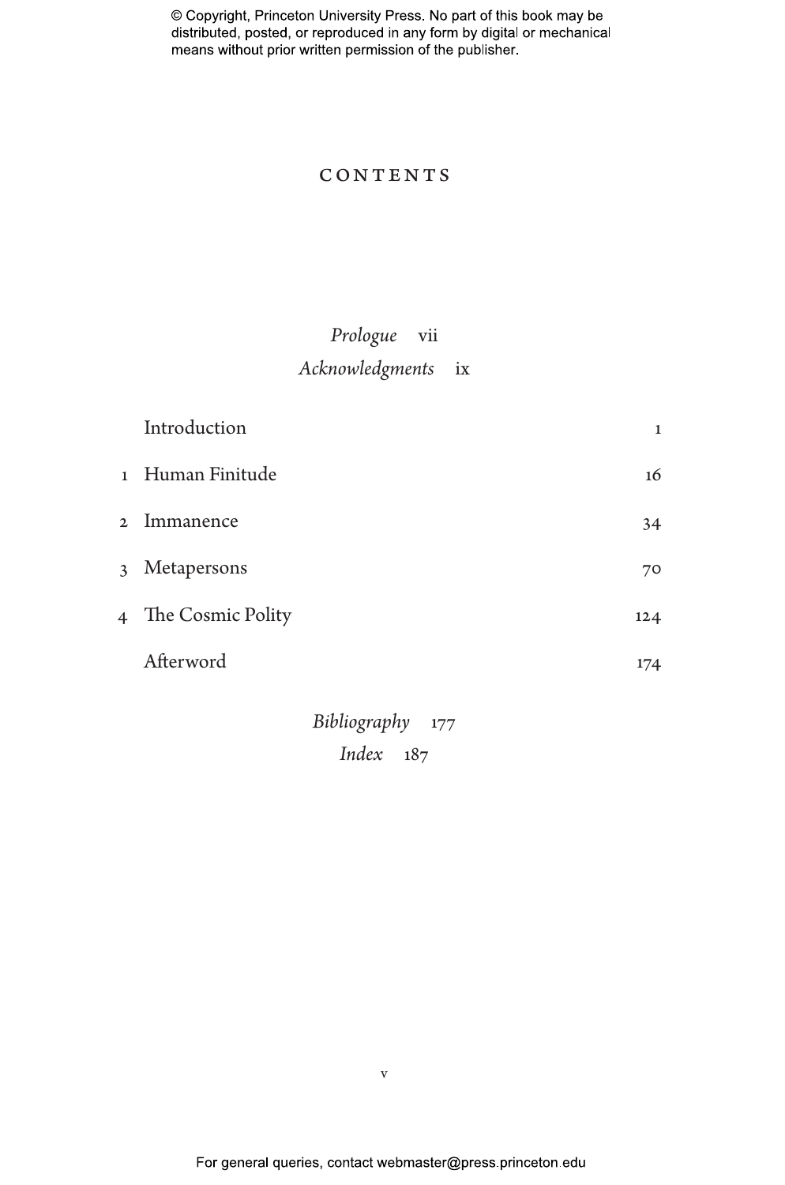# CONTENTS

*Prologue* vii

*Acknowledgments* ix

Introduction 1

1 Human Finitude 16

2 Immanence 34

3 Metapersons 70

4 The Cosmic Polity 124

Afterword 174

*Bibliography* 177

*Index* 187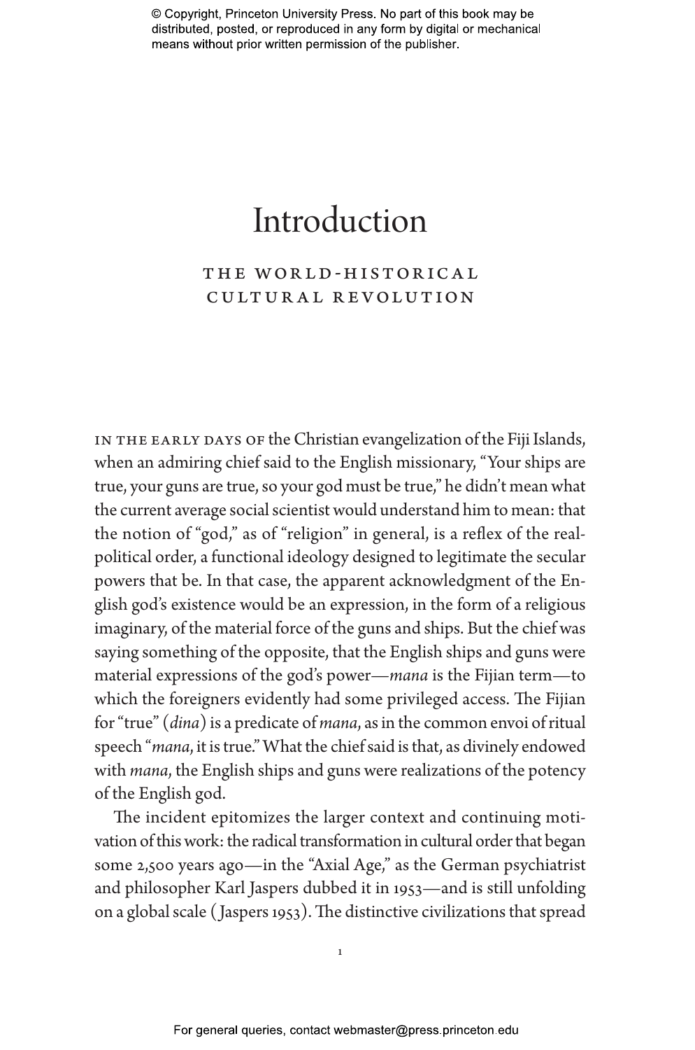# Introduction

## THE WORLD-HISTORICAL CULTURAL REVOLUTION

IN THE EARLY DAYS OF the Christian evangelization of the Fiji Islands, when an admiring chief said to the English missionary, "Your ships are true, your guns are true, so your god must be true," he didn't mean what the current average social scientist would understand him to mean: that the notion of "god," as of "religion" in general, is a reflex of the real-political order, a functional ideology designed to legitimate the secular powers that be. In that case, the apparent acknowledgment of the English god's existence would be an expression, in the form of a religious imaginary, of the material force of the guns and ships. But the chief was saying something of the opposite, that the English ships and guns were material expressions of the god's power—*mana* is the Fijian term—to which the foreigners evidently had some privileged access. The Fijian for "true" (*dina*) is a predicate of *mana*, as in the common envoi of ritual speech "*mana*, it is true." What the chief said is that, as divinely endowed with *mana*, the English ships and guns were realizations of the potency of the English god.

The incident epitomizes the larger context and continuing motivation of this work: the radical transformation in cultural order that began some 2,500 years ago—in the "Axial Age," as the German psychiatrist and philosopher Karl Jaspers dubbed it in 1953—and is still unfolding on a global scale (Jaspers 1953). The distinctive civilizations that spread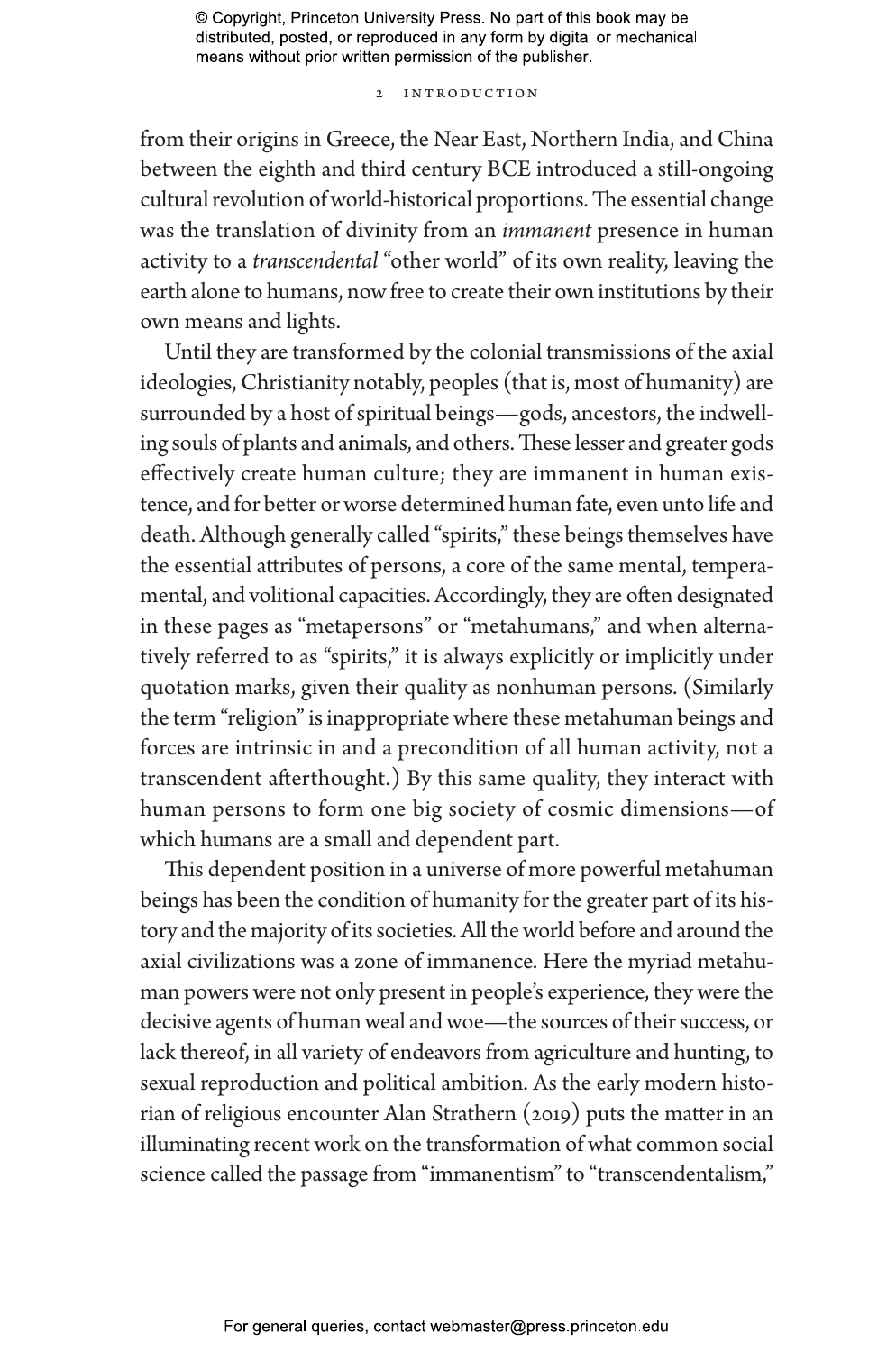from their origins in Greece, the Near East, Northern India, and China between the eighth and third century BCE introduced a still-ongoing cultural revolution of world-historical proportions. The essential change was the translation of divinity from an *immanent* presence in human activity to a *transcendental* "other world" of its own reality, leaving the earth alone to humans, now free to create their own institutions by their own means and lights.

Until they are transformed by the colonial transmissions of the axial ideologies, Christianity notably, peoples (that is, most of humanity) are surrounded by a host of spiritual beings—gods, ancestors, the indwelling souls of plants and animals, and others. These lesser and greater gods effectively create human culture; they are immanent in human existence, and for better or worse determined human fate, even unto life and death. Although generally called "spirits," these beings themselves have the essential attributes of persons, a core of the same mental, temperamental, and volitional capacities. Accordingly, they are often designated in these pages as "metapersons" or "metahumans," and when alternatively referred to as "spirits," it is always explicitly or implicitly under quotation marks, given their quality as nonhuman persons. (Similarly the term "religion" is inappropriate where these metahuman beings and forces are intrinsic in and a precondition of all human activity, not a transcendent afterthought.) By this same quality, they interact with human persons to form one big society of cosmic dimensions—of which humans are a small and dependent part.

This dependent position in a universe of more powerful metahuman beings has been the condition of humanity for the greater part of its history and the majority of its societies. All the world before and around the axial civilizations was a zone of immanence. Here the myriad metahuman powers were not only present in people's experience, they were the decisive agents of human weal and woe—the sources of their success, or lack thereof, in all variety of endeavors from agriculture and hunting, to sexual reproduction and political ambition. As the early modern historian of religious encounter Alan Strathern (2019) puts the matter in an illuminating recent work on the transformation of what common social science called the passage from "immanentism" to "transcendentalism,"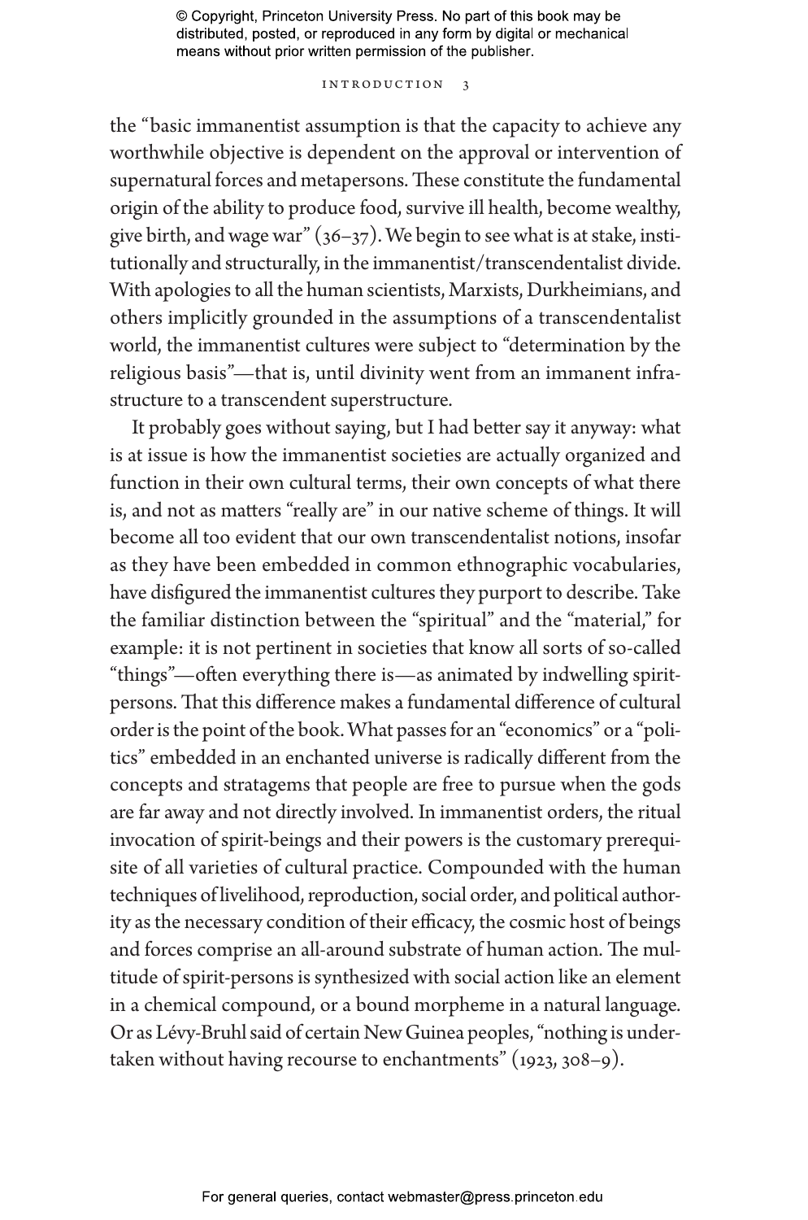the "basic immanentist assumption is that the capacity to achieve any worthwhile objective is dependent on the approval or intervention of supernatural forces and metapersons. These constitute the fundamental origin of the ability to produce food, survive ill health, become wealthy, give birth, and wage war" (36–37). We begin to see what is at stake, institutionally and structurally, in the immanentist/transcendentalist divide. With apologies to all the human scientists, Marxists, Durkheimians, and others implicitly grounded in the assumptions of a transcendentalist world, the immanentist cultures were subject to "determination by the religious basis"—that is, until divinity went from an immanent infrastructure to a transcendent superstructure.

It probably goes without saying, but I had better say it anyway: what is at issue is how the immanentist societies are actually organized and function in their own cultural terms, their own concepts of what there is, and not as matters "really are" in our native scheme of things. It will become all too evident that our own transcendentalist notions, insofar as they have been embedded in common ethnographic vocabularies, have disfigured the immanentist cultures they purport to describe. Take the familiar distinction between the "spiritual" and the "material," for example: it is not pertinent in societies that know all sorts of so-called "things"—often everything there is—as animated by indwelling spirit-persons. That this difference makes a fundamental difference of cultural order is the point of the book. What passes for an "economics" or a "politics" embedded in an enchanted universe is radically different from the concepts and stratagems that people are free to pursue when the gods are far away and not directly involved. In immanentist orders, the ritual invocation of spirit-beings and their powers is the customary prerequisite of all varieties of cultural practice. Compounded with the human techniques of livelihood, reproduction, social order, and political authority as the necessary condition of their efficacy, the cosmic host of beings and forces comprise an all-around substrate of human action. The multitude of spirit-persons is synthesized with social action like an element in a chemical compound, or a bound morpheme in a natural language. Or as Lévy-Bruhl said of certain New Guinea peoples, "nothing is undertaken without having recourse to enchantments" (1923, 308–9).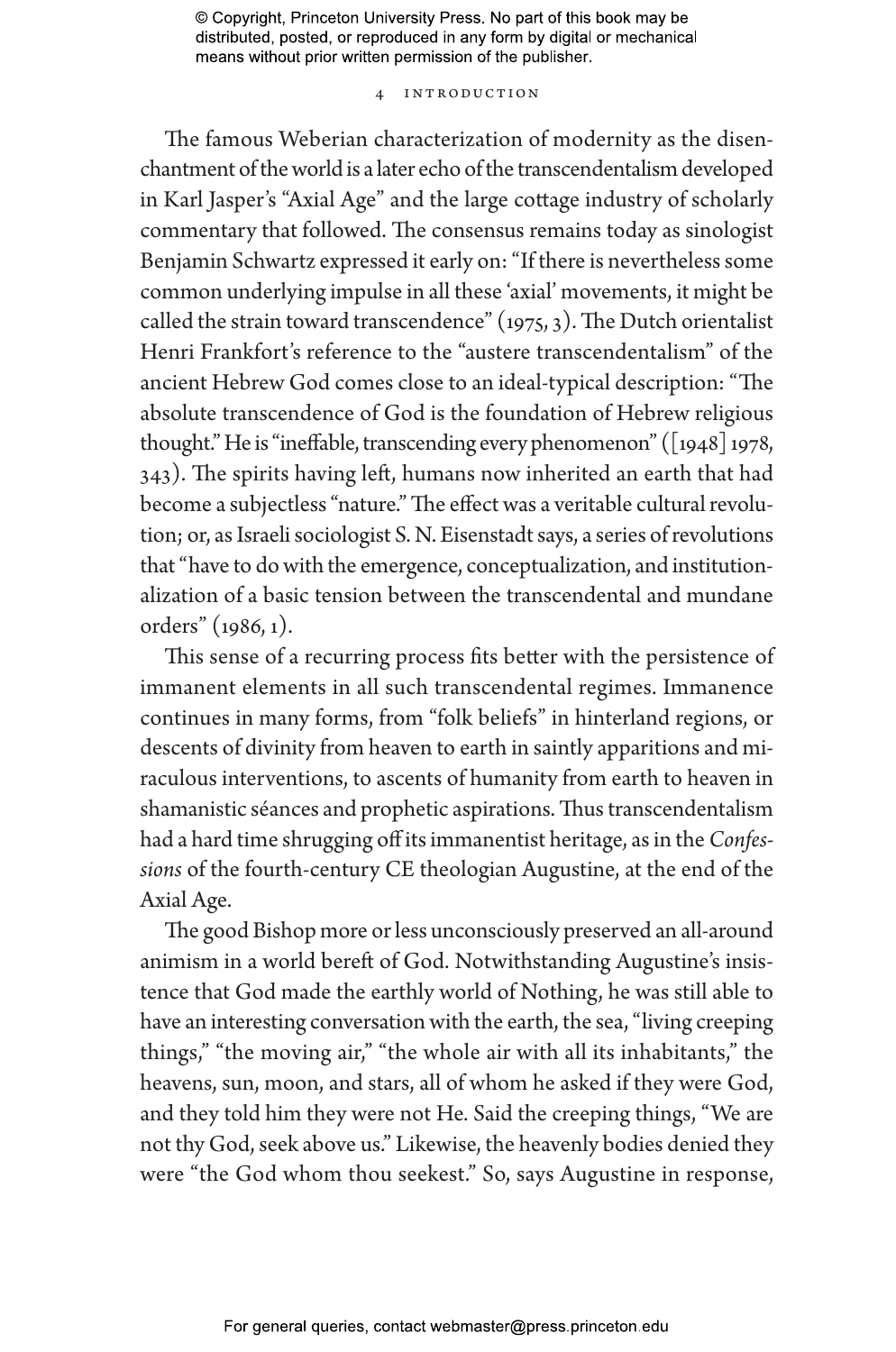The famous Weberian characterization of modernity as the disenchantment of the world is a later echo of the transcendentalism developed in Karl Jasper's "Axial Age" and the large cottage industry of scholarly commentary that followed. The consensus remains today as sinologist Benjamin Schwartz expressed it early on: "If there is nevertheless some common underlying impulse in all these 'axial' movements, it might be called the strain toward transcendence" (1975, 3). The Dutch orientalist Henri Frankfort's reference to the "austere transcendentalism" of the ancient Hebrew God comes close to an ideal-typical description: "The absolute transcendence of God is the foundation of Hebrew religious thought." He is "ineffable, transcending every phenomenon" ([1948] 1978, 343). The spirits having left, humans now inherited an earth that had become a subjectless "nature." The effect was a veritable cultural revolution; or, as Israeli sociologist S. N. Eisenstadt says, a series of revolutions that "have to do with the emergence, conceptualization, and institutionalization of a basic tension between the transcendental and mundane orders" (1986, 1).

This sense of a recurring process fits better with the persistence of immanent elements in all such transcendental regimes. Immanence continues in many forms, from "folk beliefs" in hinterland regions, or descents of divinity from heaven to earth in saintly apparitions and miraculous interventions, to ascents of humanity from earth to heaven in shamanistic séances and prophetic aspirations. Thus transcendentalism had a hard time shrugging off its immanentist heritage, as in the *Confessions* of the fourth-century CE theologian Augustine, at the end of the Axial Age.

The good Bishop more or less unconsciously preserved an all-around animism in a world bereft of God. Notwithstanding Augustine's insistence that God made the earthly world of Nothing, he was still able to have an interesting conversation with the earth, the sea, "living creeping things," "the moving air," "the whole air with all its inhabitants," the heavens, sun, moon, and stars, all of whom he asked if they were God, and they told him they were not He. Said the creeping things, "We are not thy God, seek above us." Likewise, the heavenly bodies denied they were "the God whom thou seekest." So, says Augustine in response,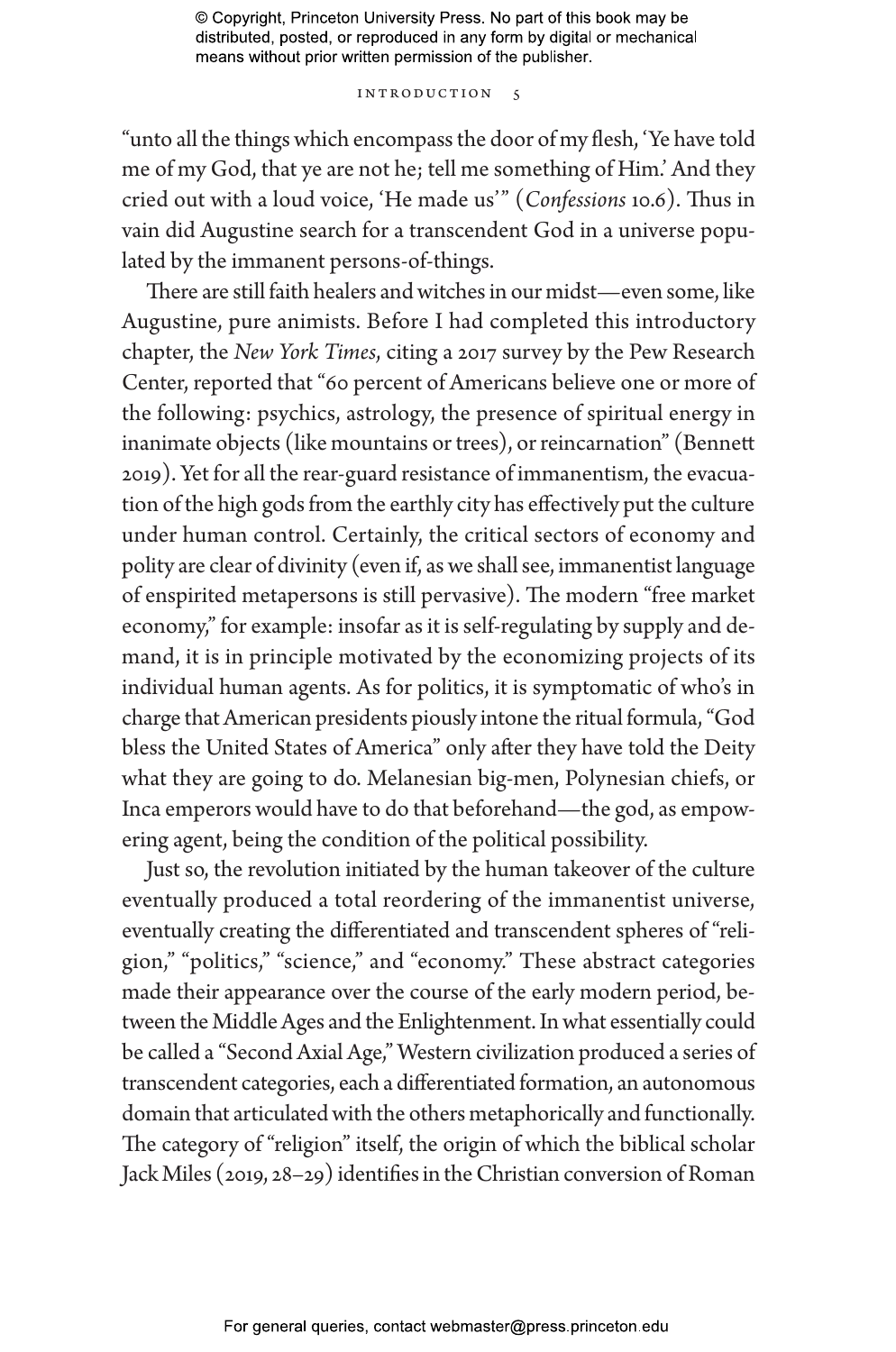"unto all the things which encompass the door of my flesh, 'Ye have told me of my God, that ye are not he; tell me something of Him.' And they cried out with a loud voice, 'He made us'" (*Confessions* 10.6). Thus in vain did Augustine search for a transcendent God in a universe populated by the immanent persons-of-things.

There are still faith healers and witches in our midst—even some, like Augustine, pure animists. Before I had completed this introductory chapter, the *New York Times*, citing a 2017 survey by the Pew Research Center, reported that "60 percent of Americans believe one or more of the following: psychics, astrology, the presence of spiritual energy in inanimate objects (like mountains or trees), or reincarnation" (Bennett 2019). Yet for all the rear-guard resistance of immanentism, the evacuation of the high gods from the earthly city has effectively put the culture under human control. Certainly, the critical sectors of economy and polity are clear of divinity (even if, as we shall see, immanentist language of enspirited metapersons is still pervasive). The modern "free market economy," for example: insofar as it is self-regulating by supply and demand, it is in principle motivated by the economizing projects of its individual human agents. As for politics, it is symptomatic of who's in charge that American presidents piously intone the ritual formula, "God bless the United States of America" only after they have told the Deity what they are going to do. Melanesian big-men, Polynesian chiefs, or Inca emperors would have to do that beforehand—the god, as empowering agent, being the condition of the political possibility.

Just so, the revolution initiated by the human takeover of the culture eventually produced a total reordering of the immanentist universe, eventually creating the differentiated and transcendent spheres of "religion," "politics," "science," and "economy." These abstract categories made their appearance over the course of the early modern period, between the Middle Ages and the Enlightenment. In what essentially could be called a "Second Axial Age," Western civilization produced a series of transcendent categories, each a differentiated formation, an autonomous domain that articulated with the others metaphorically and functionally. The category of "religion" itself, the origin of which the biblical scholar Jack Miles (2019, 28–29) identifies in the Christian conversion of Roman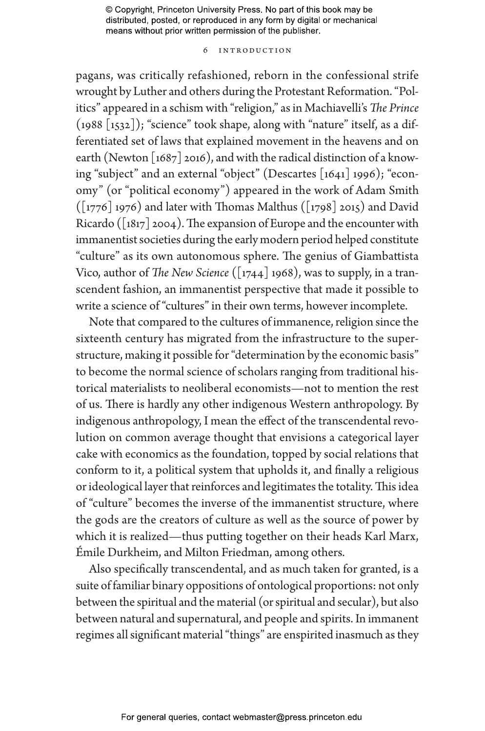pagans, was critically refashioned, reborn in the confessional strife wrought by Luther and others during the Protestant Reformation. "Politics" appeared in a schism with "religion," as in Machiavelli's *The Prince* (1988 [1532]); "science" took shape, along with "nature" itself, as a differentiated set of laws that explained movement in the heavens and on earth (Newton [1687] 2016), and with the radical distinction of a knowing "subject" and an external "object" (Descartes [1641] 1996); "economy" (or "political economy") appeared in the work of Adam Smith ([1776] 1976) and later with Thomas Malthus ([1798] 2015) and David Ricardo ([1817] 2004). The expansion of Europe and the encounter with immanentist societies during the early modern period helped constitute "culture" as its own autonomous sphere. The genius of Giambattista Vico, author of *The New Science* ([1744] 1968), was to supply, in a transcendent fashion, an immanentist perspective that made it possible to write a science of "cultures" in their own terms, however incomplete.

Note that compared to the cultures of immanence, religion since the sixteenth century has migrated from the infrastructure to the superstructure, making it possible for "determination by the economic basis" to become the normal science of scholars ranging from traditional historical materialists to neoliberal economists—not to mention the rest of us. There is hardly any other indigenous Western anthropology. By indigenous anthropology, I mean the effect of the transcendental revolution on common average thought that envisions a categorical layer cake with economics as the foundation, topped by social relations that conform to it, a political system that upholds it, and finally a religious or ideological layer that reinforces and legitimates the totality. This idea of "culture" becomes the inverse of the immanentist structure, where the gods are the creators of culture as well as the source of power by which it is realized—thus putting together on their heads Karl Marx, Émile Durkheim, and Milton Friedman, among others.

Also specifically transcendental, and as much taken for granted, is a suite of familiar binary oppositions of ontological proportions: not only between the spiritual and the material (or spiritual and secular), but also between natural and supernatural, and people and spirits. In immanent regimes all significant material "things" are enspirited inasmuch as they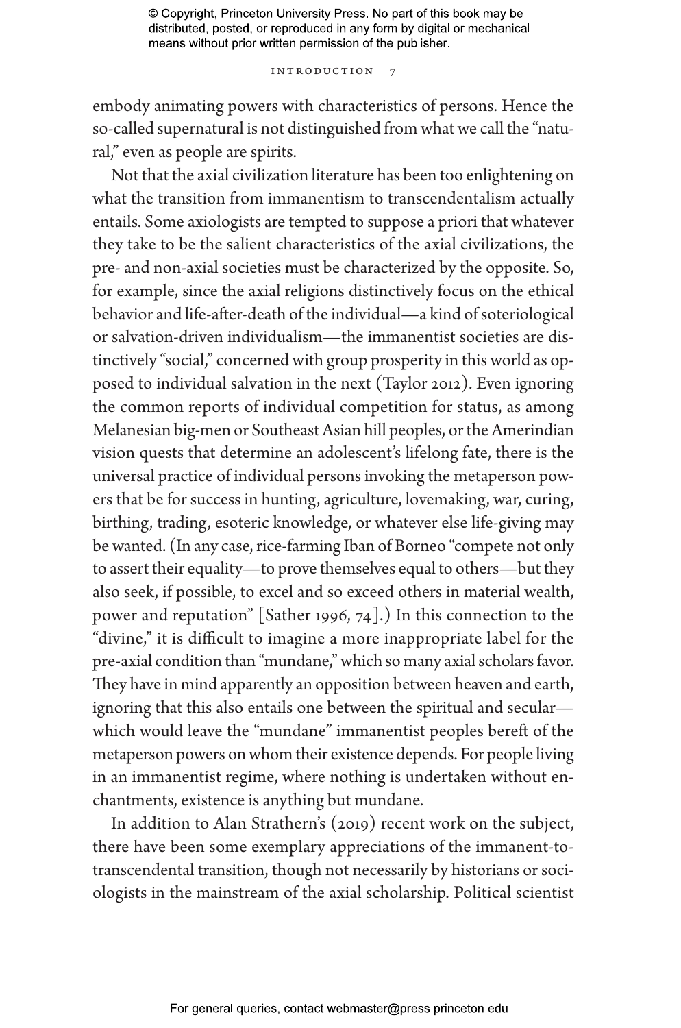embody animating powers with characteristics of persons. Hence the so-called supernatural is not distinguished from what we call the "natural," even as people are spirits.

Not that the axial civilization literature has been too enlightening on what the transition from immanentism to transcendentalism actually entails. Some axiologists are tempted to suppose a priori that whatever they take to be the salient characteristics of the axial civilizations, the pre- and non-axial societies must be characterized by the opposite. So, for example, since the axial religions distinctively focus on the ethical behavior and life-after-death of the individual—a kind of soteriological or salvation-driven individualism—the immanentist societies are distinctively "social," concerned with group prosperity in this world as opposed to individual salvation in the next (Taylor 2012). Even ignoring the common reports of individual competition for status, as among Melanesian big-men or Southeast Asian hill peoples, or the Amerindian vision quests that determine an adolescent's lifelong fate, there is the universal practice of individual persons invoking the metaperson powers that be for success in hunting, agriculture, lovemaking, war, curing, birthing, trading, esoteric knowledge, or whatever else life-giving may be wanted. (In any case, rice-farming Iban of Borneo "compete not only to assert their equality—to prove themselves equal to others—but they also seek, if possible, to excel and so exceed others in material wealth, power and reputation" [Sather 1996, 74].) In this connection to the "divine," it is difficult to imagine a more inappropriate label for the pre-axial condition than "mundane," which so many axial scholars favor. They have in mind apparently an opposition between heaven and earth, ignoring that this also entails one between the spiritual and secular—which would leave the "mundane" immanentist peoples bereft of the metaperson powers on whom their existence depends. For people living in an immanentist regime, where nothing is undertaken without enchantments, existence is anything but mundane.

In addition to Alan Strathern's (2019) recent work on the subject, there have been some exemplary appreciations of the immanent-to-transcendental transition, though not necessarily by historians or sociologists in the mainstream of the axial scholarship. Political scientist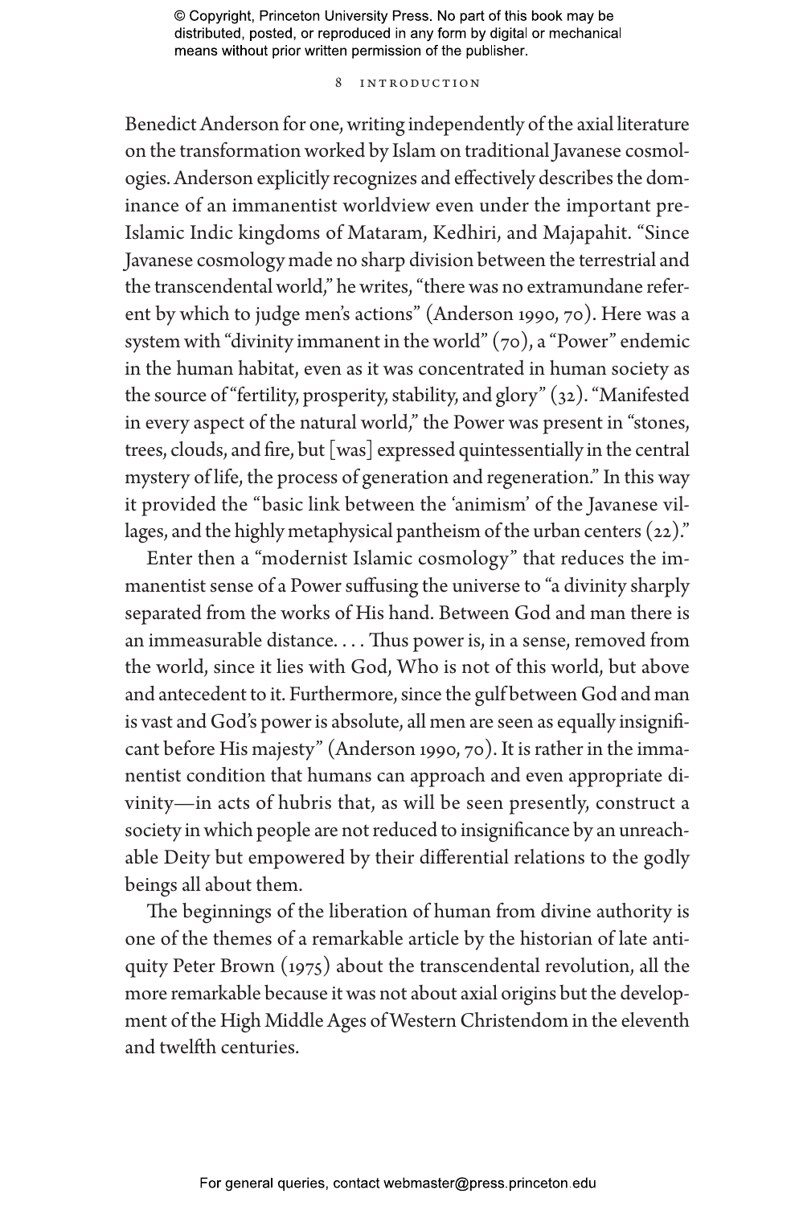Benedict Anderson for one, writing independently of the axial literature on the transformation worked by Islam on traditional Javanese cosmologies. Anderson explicitly recognizes and effectively describes the dominance of an immanentist worldview even under the important pre-Islamic Indic kingdoms of Mataram, Kedhiri, and Majapahit. "Since Javanese cosmology made no sharp division between the terrestrial and the transcendental world," he writes, "there was no extramundane referent by which to judge men's actions" (Anderson 1990, 70). Here was a system with "divinity immanent in the world" (70), a "Power" endemic in the human habitat, even as it was concentrated in human society as the source of "fertility, prosperity, stability, and glory" (32). "Manifested in every aspect of the natural world," the Power was present in "stones, trees, clouds, and fire, but [was] expressed quintessentially in the central mystery of life, the process of generation and regeneration." In this way it provided the "basic link between the 'animism' of the Javanese villages, and the highly metaphysical pantheism of the urban centers (22)."

Enter then a "modernist Islamic cosmology" that reduces the immanentist sense of a Power suffusing the universe to "a divinity sharply separated from the works of His hand. Between God and man there is an immeasurable distance. . . . Thus power is, in a sense, removed from the world, since it lies with God, Who is not of this world, but above and antecedent to it. Furthermore, since the gulf between God and man is vast and God's power is absolute, all men are seen as equally insignificant before His majesty" (Anderson 1990, 70). It is rather in the immanentist condition that humans can approach and even appropriate divinity—in acts of hubris that, as will be seen presently, construct a society in which people are not reduced to insignificance by an unreachable Deity but empowered by their differential relations to the godly beings all about them.

The beginnings of the liberation of human from divine authority is one of the themes of a remarkable article by the historian of late antiquity Peter Brown (1975) about the transcendental revolution, all the more remarkable because it was not about axial origins but the development of the High Middle Ages of Western Christendom in the eleventh and twelfth centuries.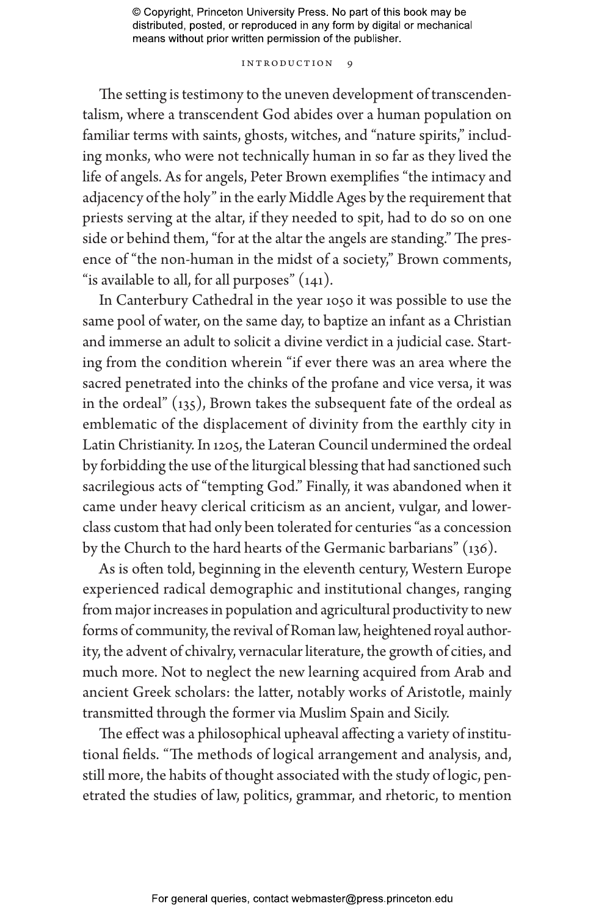The setting is testimony to the uneven development of transcendentalism, where a transcendent God abides over a human population on familiar terms with saints, ghosts, witches, and "nature spirits," including monks, who were not technically human in so far as they lived the life of angels. As for angels, Peter Brown exemplifies "the intimacy and adjacency of the holy" in the early Middle Ages by the requirement that priests serving at the altar, if they needed to spit, had to do so on one side or behind them, "for at the altar the angels are standing." The presence of "the non-human in the midst of a society," Brown comments, "is available to all, for all purposes" (141).

In Canterbury Cathedral in the year 1050 it was possible to use the same pool of water, on the same day, to baptize an infant as a Christian and immerse an adult to solicit a divine verdict in a judicial case. Starting from the condition wherein "if ever there was an area where the sacred penetrated into the chinks of the profane and vice versa, it was in the ordeal" (135), Brown takes the subsequent fate of the ordeal as emblematic of the displacement of divinity from the earthly city in Latin Christianity. In 1205, the Lateran Council undermined the ordeal by forbidding the use of the liturgical blessing that had sanctioned such sacrilegious acts of "tempting God." Finally, it was abandoned when it came under heavy clerical criticism as an ancient, vulgar, and lower-class custom that had only been tolerated for centuries "as a concession by the Church to the hard hearts of the Germanic barbarians" (136).

As is often told, beginning in the eleventh century, Western Europe experienced radical demographic and institutional changes, ranging from major increases in population and agricultural productivity to new forms of community, the revival of Roman law, heightened royal authority, the advent of chivalry, vernacular literature, the growth of cities, and much more. Not to neglect the new learning acquired from Arab and ancient Greek scholars: the latter, notably works of Aristotle, mainly transmitted through the former via Muslim Spain and Sicily.

The effect was a philosophical upheaval affecting a variety of institutional fields. "The methods of logical arrangement and analysis, and, still more, the habits of thought associated with the study of logic, penetrated the studies of law, politics, grammar, and rhetoric, to mention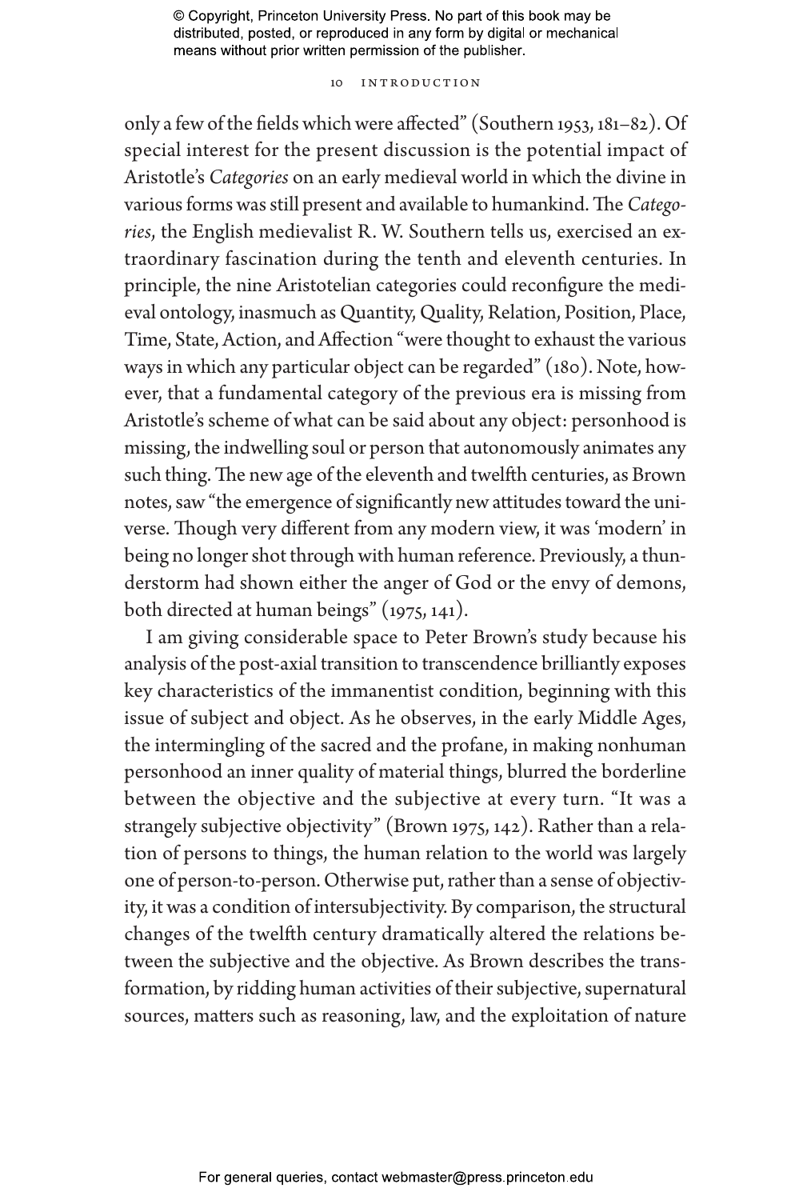only a few of the fields which were affected" (Southern 1953, 181–82). Of special interest for the present discussion is the potential impact of Aristotle's *Categories* on an early medieval world in which the divine in various forms was still present and available to humankind. The *Categories*, the English medievalist R. W. Southern tells us, exercised an extraordinary fascination during the tenth and eleventh centuries. In principle, the nine Aristotelian categories could reconfigure the medieval ontology, inasmuch as Quantity, Quality, Relation, Position, Place, Time, State, Action, and Affection "were thought to exhaust the various ways in which any particular object can be regarded" (180). Note, however, that a fundamental category of the previous era is missing from Aristotle's scheme of what can be said about any object: personhood is missing, the indwelling soul or person that autonomously animates any such thing. The new age of the eleventh and twelfth centuries, as Brown notes, saw "the emergence of significantly new attitudes toward the universe. Though very different from any modern view, it was 'modern' in being no longer shot through with human reference. Previously, a thunderstorm had shown either the anger of God or the envy of demons, both directed at human beings" (1975, 141).

I am giving considerable space to Peter Brown's study because his analysis of the post-axial transition to transcendence brilliantly exposes key characteristics of the immanentist condition, beginning with this issue of subject and object. As he observes, in the early Middle Ages, the intermingling of the sacred and the profane, in making nonhuman personhood an inner quality of material things, blurred the borderline between the objective and the subjective at every turn. "It was a strangely subjective objectivity" (Brown 1975, 142). Rather than a relation of persons to things, the human relation to the world was largely one of person-to-person. Otherwise put, rather than a sense of objectivity, it was a condition of intersubjectivity. By comparison, the structural changes of the twelfth century dramatically altered the relations between the subjective and the objective. As Brown describes the transformation, by ridding human activities of their subjective, supernatural sources, matters such as reasoning, law, and the exploitation of nature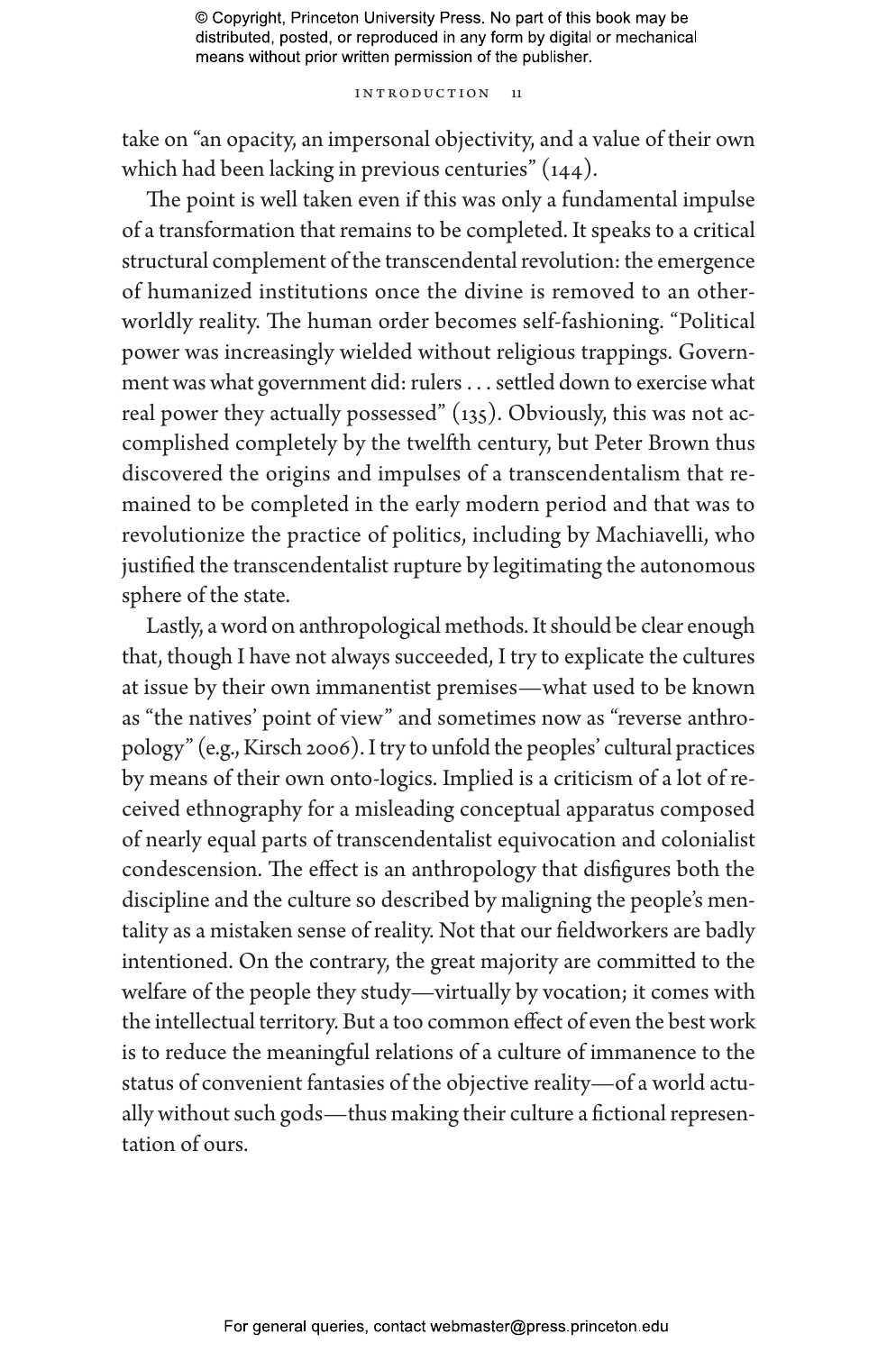take on "an opacity, an impersonal objectivity, and a value of their own which had been lacking in previous centuries" (144).

The point is well taken even if this was only a fundamental impulse of a transformation that remains to be completed. It speaks to a critical structural complement of the transcendental revolution: the emergence of humanized institutions once the divine is removed to an otherworldly reality. The human order becomes self-fashioning. "Political power was increasingly wielded without religious trappings. Government was what government did: rulers . . . settled down to exercise what real power they actually possessed" (135). Obviously, this was not accomplished completely by the twelfth century, but Peter Brown thus discovered the origins and impulses of a transcendentalism that remained to be completed in the early modern period and that was to revolutionize the practice of politics, including by Machiavelli, who justified the transcendentalist rupture by legitimating the autonomous sphere of the state.

Lastly, a word on anthropological methods. It should be clear enough that, though I have not always succeeded, I try to explicate the cultures at issue by their own immanentist premises—what used to be known as "the natives' point of view" and sometimes now as "reverse anthropology" (e.g., Kirsch 2006). I try to unfold the peoples' cultural practices by means of their own onto-logics. Implied is a criticism of a lot of received ethnography for a misleading conceptual apparatus composed of nearly equal parts of transcendentalist equivocation and colonialist condescension. The effect is an anthropology that disfigures both the discipline and the culture so described by maligning the people's mentality as a mistaken sense of reality. Not that our fieldworkers are badly intentioned. On the contrary, the great majority are committed to the welfare of the people they study—virtually by vocation; it comes with the intellectual territory. But a too common effect of even the best work is to reduce the meaningful relations of a culture of immanence to the status of convenient fantasies of the objective reality—of a world actually without such gods—thus making their culture a fictional representation of ours.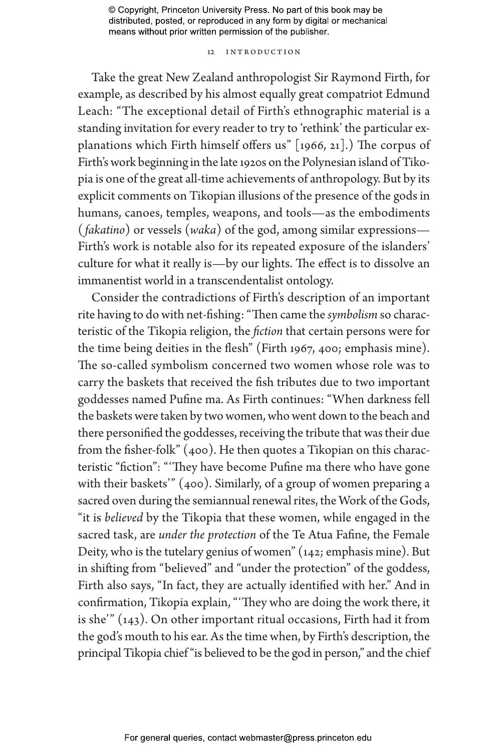Take the great New Zealand anthropologist Sir Raymond Firth, for example, as described by his almost equally great compatriot Edmund Leach: "The exceptional detail of Firth's ethnographic material is a standing invitation for every reader to try to 'rethink' the particular explanations which Firth himself offers us" [1966, 21].) The corpus of Firth's work beginning in the late 1920s on the Polynesian island of Tikopia is one of the great all-time achievements of anthropology. But by its explicit comments on Tikopian illusions of the presence of the gods in humans, canoes, temples, weapons, and tools—as the embodiments (*fakatino*) or vessels (*waka*) of the god, among similar expressions—Firth's work is notable also for its repeated exposure of the islanders' culture for what it really is—by our lights. The effect is to dissolve an immanentist world in a transcendentalist ontology.

Consider the contradictions of Firth's description of an important rite having to do with net-fishing: "Then came the *symbolism* so characteristic of the Tikopia religion, the *fiction* that certain persons were for the time being deities in the flesh" (Firth 1967, 400; emphasis mine). The so-called symbolism concerned two women whose role was to carry the baskets that received the fish tributes due to two important goddesses named Pufine ma. As Firth continues: "When darkness fell the baskets were taken by two women, who went down to the beach and there personified the goddesses, receiving the tribute that was their due from the fisher-folk" (400). He then quotes a Tikopian on this characteristic "fiction": "'They have become Pufine ma there who have gone with their baskets'" (400). Similarly, of a group of women preparing a sacred oven during the semiannual renewal rites, the Work of the Gods, "it is *believed* by the Tikopia that these women, while engaged in the sacred task, are *under the protection* of the Te Atua Fafine, the Female Deity, who is the tutelary genius of women" (142; emphasis mine). But in shifting from "believed" and "under the protection" of the goddess, Firth also says, "In fact, they are actually identified with her." And in confirmation, Tikopia explain, "'They who are doing the work there, it is she'" (143). On other important ritual occasions, Firth had it from the god's mouth to his ear. As the time when, by Firth's description, the principal Tikopia chief "is believed to be the god in person," and the chief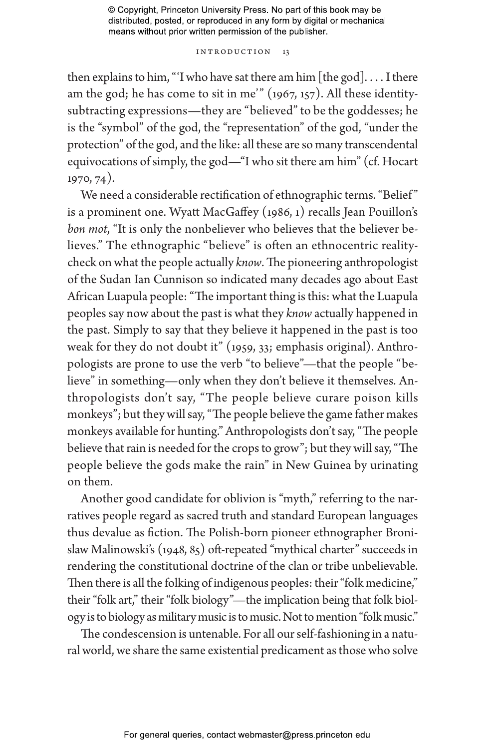then explains to him, "'I who have sat there am him [the god]. . . . I there am the god; he has come to sit in me'" (1967, 157). All these identity-subtracting expressions—they are "believed" to be the goddesses; he is the "symbol" of the god, the "representation" of the god, "under the protection" of the god, and the like: all these are so many transcendental equivocations of simply, the god—"I who sit there am him" (cf. Hocart 1970, 74).

We need a considerable rectification of ethnographic terms. "Belief" is a prominent one. Wyatt MacGaffey (1986, 1) recalls Jean Pouillon's *bon mot*, "It is only the nonbeliever who believes that the believer believes." The ethnographic "believe" is often an ethnocentric reality-check on what the people actually *know*. The pioneering anthropologist of the Sudan Ian Cunnison so indicated many decades ago about East African Luapula people: "The important thing is this: what the Luapula peoples say now about the past is what they *know* actually happened in the past. Simply to say that they believe it happened in the past is too weak for they do not doubt it" (1959, 33; emphasis original). Anthropologists are prone to use the verb "to believe"—that the people "believe" in something—only when they don't believe it themselves. Anthropologists don't say, "The people believe curare poison kills monkeys"; but they will say, "The people believe the game father makes monkeys available for hunting." Anthropologists don't say, "The people believe that rain is needed for the crops to grow"; but they will say, "The people believe the gods make the rain" in New Guinea by urinating on them.

Another good candidate for oblivion is "myth," referring to the narratives people regard as sacred truth and standard European languages thus devalue as fiction. The Polish-born pioneer ethnographer Bronislaw Malinowski's (1948, 85) oft-repeated "mythical charter" succeeds in rendering the constitutional doctrine of the clan or tribe unbelievable. Then there is all the folking of indigenous peoples: their "folk medicine," their "folk art," their "folk biology"—the implication being that folk biology is to biology as military music is to music. Not to mention "folk music."

The condescension is untenable. For all our self-fashioning in a natural world, we share the same existential predicament as those who solve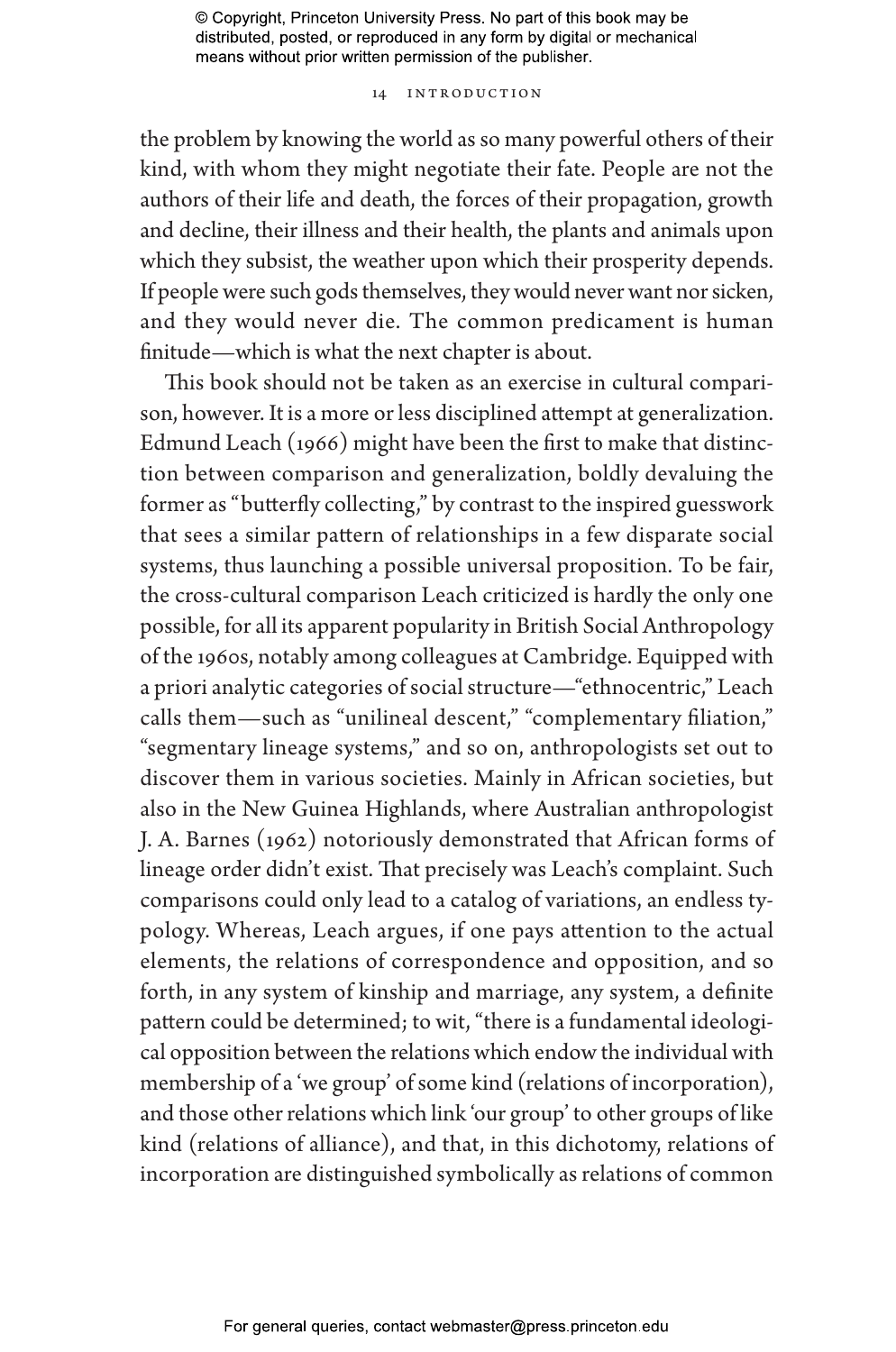the problem by knowing the world as so many powerful others of their kind, with whom they might negotiate their fate. People are not the authors of their life and death, the forces of their propagation, growth and decline, their illness and their health, the plants and animals upon which they subsist, the weather upon which their prosperity depends. If people were such gods themselves, they would never want nor sicken, and they would never die. The common predicament is human finitude—which is what the next chapter is about.

This book should not be taken as an exercise in cultural comparison, however. It is a more or less disciplined attempt at generalization. Edmund Leach (1966) might have been the first to make that distinction between comparison and generalization, boldly devaluing the former as "butterfly collecting," by contrast to the inspired guesswork that sees a similar pattern of relationships in a few disparate social systems, thus launching a possible universal proposition. To be fair, the cross-cultural comparison Leach criticized is hardly the only one possible, for all its apparent popularity in British Social Anthropology of the 1960s, notably among colleagues at Cambridge. Equipped with a priori analytic categories of social structure—"ethnocentric," Leach calls them—such as "unilineal descent," "complementary filiation," "segmentary lineage systems," and so on, anthropologists set out to discover them in various societies. Mainly in African societies, but also in the New Guinea Highlands, where Australian anthropologist J. A. Barnes (1962) notoriously demonstrated that African forms of lineage order didn't exist. That precisely was Leach's complaint. Such comparisons could only lead to a catalog of variations, an endless typology. Whereas, Leach argues, if one pays attention to the actual elements, the relations of correspondence and opposition, and so forth, in any system of kinship and marriage, any system, a definite pattern could be determined; to wit, "there is a fundamental ideological opposition between the relations which endow the individual with membership of a 'we group' of some kind (relations of incorporation), and those other relations which link 'our group' to other groups of like kind (relations of alliance), and that, in this dichotomy, relations of incorporation are distinguished symbolically as relations of common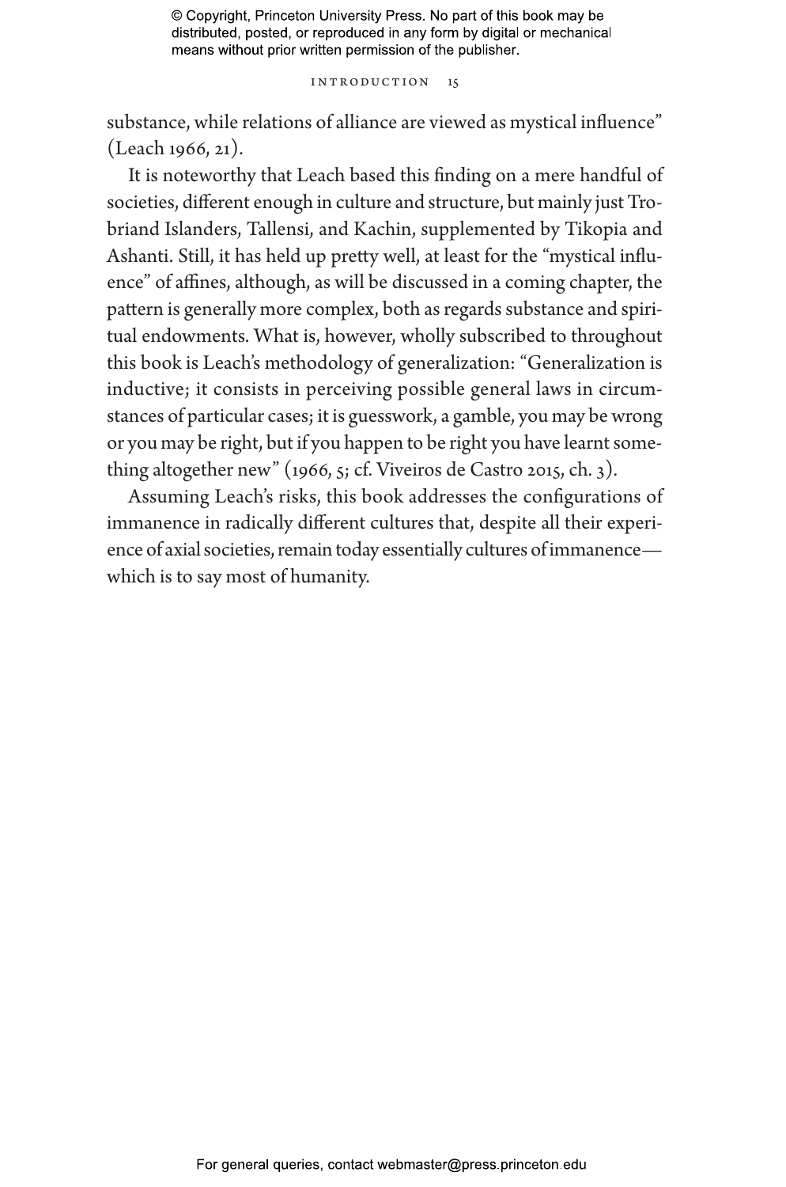substance, while relations of alliance are viewed as mystical influence" (Leach 1966, 21).

It is noteworthy that Leach based this finding on a mere handful of societies, different enough in culture and structure, but mainly just Trobriand Islanders, Tallensi, and Kachin, supplemented by Tikopia and Ashanti. Still, it has held up pretty well, at least for the "mystical influence" of affines, although, as will be discussed in a coming chapter, the pattern is generally more complex, both as regards substance and spiritual endowments. What is, however, wholly subscribed to throughout this book is Leach's methodology of generalization: "Generalization is inductive; it consists in perceiving possible general laws in circumstances of particular cases; it is guesswork, a gamble, you may be wrong or you may be right, but if you happen to be right you have learnt something altogether new" (1966, 5; cf. Viveiros de Castro 2015, ch. 3).

Assuming Leach's risks, this book addresses the configurations of immanence in radically different cultures that, despite all their experience of axial societies, remain today essentially cultures of immanence—which is to say most of humanity.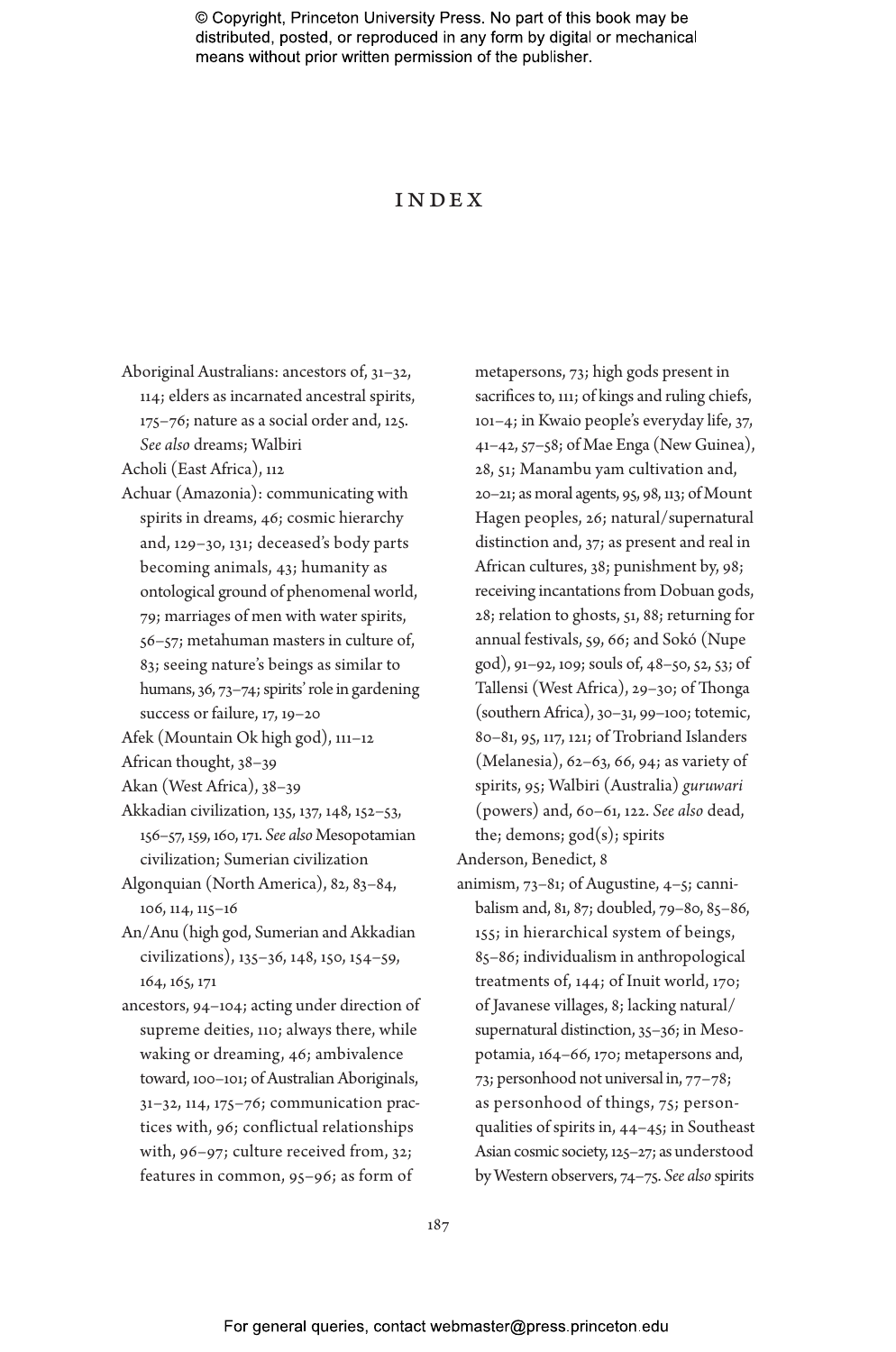# INDEX

Aboriginal Australians: ancestors of, 31–32, 114; elders as incarnated ancestral spirits, 175–76; nature as a social order and, 125. *See also* dreams; Walbiri

Acholi (East Africa), 112

Achuar (Amazonia): communicating with spirits in dreams, 46; cosmic hierarchy and, 129–30, 131; deceased's body parts becoming animals, 43; humanity as ontological ground of phenomenal world, 79; marriages of men with water spirits, 56–57; metahuman masters in culture of, 83; seeing nature's beings as similar to humans, 36, 73–74; spirits' role in gardening success or failure, 17, 19–20

Afek (Mountain Ok high god), 111–12

African thought, 38–39

Akan (West Africa), 38–39

Akkadian civilization, 135, 137, 148, 152–53, 156–57, 159, 160, 171. *See also* Mesopotamian civilization; Sumerian civilization

Algonquian (North America), 82, 83–84, 106, 114, 115–16

An/Anu (high god, Sumerian and Akkadian civilizations), 135–36, 148, 150, 154–59, 164, 165, 171

ancestors, 94–104; acting under direction of supreme deities, 110; always there, while waking or dreaming, 46; ambivalence toward, 100–101; of Australian Aboriginals, 31–32, 114, 175–76; communication practices with, 96; conflictual relationships with, 96–97; culture received from, 32; features in common, 95–96; as form of metapersons, 73; high gods present in sacrifices to, 111; of kings and ruling chiefs, 101–4; in Kwaio people's everyday life, 37, 41–42, 57–58; of Mae Enga (New Guinea), 28, 51; Manambu yam cultivation and, 20–21; as moral agents, 95, 98, 113; of Mount Hagen peoples, 26; natural/supernatural distinction and, 37; as present and real in African cultures, 38; punishment by, 98; receiving incantations from Dobuan gods, 28; relation to ghosts, 51, 88; returning for annual festivals, 59, 66; and Sokó (Nupe god), 91–92, 109; souls of, 48–50, 52, 53; of Tallensi (West Africa), 29–30; of Thonga (southern Africa), 30–31, 99–100; totemic, 80–81, 95, 117, 121; of Trobriand Islanders (Melanesia), 62–63, 66, 94; as variety of spirits, 95; Walbiri (Australia) *guruwari* (powers) and, 60–61, 122. *See also* dead, the; demons; god(s); spirits

Anderson, Benedict, 8

animism, 73–81; of Augustine, 4–5; cannibalism and, 81, 87; doubled, 79–80, 85–86, 155; in hierarchical system of beings, 85–86; individualism in anthropological treatments of, 144; of Inuit world, 170; of Javanese villages, 8; lacking natural/supernatural distinction, 35–36; in Mesopotamia, 164–66, 170; metapersons and, 73; personhood not universal in, 77–78; as personhood of things, 75; person-qualities of spirits in, 44–45; in Southeast Asian cosmic society, 125–27; as understood by Western observers, 74–75. *See also* spirits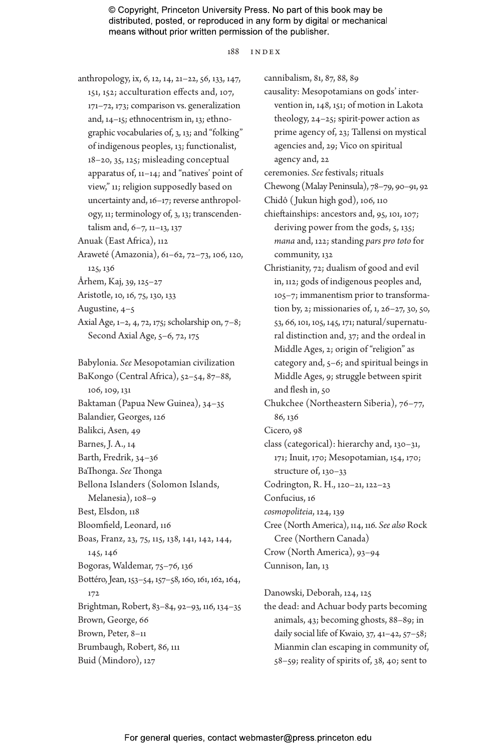anthropology, ix, 6, 12, 14, 21–22, 56, 133, 147, 151, 152; acculturation effects and, 107, 171–72, 173; comparison vs. generalization and, 14–15; ethnocentrism in, 13; ethnographic vocabularies of, 3, 13; and "folking" of indigenous peoples, 13; functionalist, 18–20, 35, 125; misleading conceptual apparatus of, 11–14; and "natives' point of view," 11; religion supposedly based on uncertainty and, 16–17; reverse anthropology, 11; terminology of, 3, 13; transcendentalism and, 6–7, 11–13, 137

Anuak (East Africa), 112

Araweté (Amazonia), 61–62, 72–73, 106, 120, 125, 136

Århem, Kaj, 39, 125–27

Aristotle, 10, 16, 75, 130, 133

Augustine, 4–5

Axial Age, 1–2, 4, 72, 175; scholarship on, 7–8; Second Axial Age, 5–6, 72, 175

Babylonia. *See* Mesopotamian civilization

BaKongo (Central Africa), 52–54, 87–88, 106, 109, 131

Baktaman (Papua New Guinea), 34–35

Balandier, Georges, 126

Balikci, Asen, 49

Barnes, J. A., 14

Barth, Fredrik, 34–36

BaThonga. *See* Thonga

Bellona Islanders (Solomon Islands, Melanesia), 108–9

Best, Elsdon, 118

Bloomfield, Leonard, 116

Boas, Franz, 23, 75, 115, 138, 141, 142, 144, 145, 146

Bogoras, Waldemar, 75–76, 136

Bottéro, Jean, 153–54, 157–58, 160, 161, 162, 164, 172

Brightman, Robert, 83–84, 92–93, 116, 134–35

Brown, George, 66

Brown, Peter, 8–11

Brumbaugh, Robert, 86, 111

Buid (Mindoro), 127

cannibalism, 81, 87, 88, 89

causality: Mesopotamians on gods' intervention in, 148, 151; of motion in Lakota theology, 24–25; spirit-power action as prime agency of, 23; Tallensi on mystical agencies and, 29; Vico on spiritual agency and, 22

ceremonies. *See* festivals; rituals

Chewong (Malay Peninsula), 78–79, 90–91, 92

Chidô (Jukun high god), 106, 110

chieftainships: ancestors and, 95, 101, 107; deriving power from the gods, 5, 135; *mana* and, 122; standing *pars pro toto* for community, 132

Christianity, 72; dualism of good and evil in, 112; gods of indigenous peoples and, 105–7; immanentism prior to transformation by, 2; missionaries of, 1, 26–27, 30, 50, 53, 66, 101, 105, 145, 171; natural/supernatural distinction and, 37; and the ordeal in Middle Ages, 2; origin of "religion" as category and, 5–6; and spiritual beings in Middle Ages, 9; struggle between spirit and flesh in, 50

Chukchee (Northeastern Siberia), 76–77, 86, 136

Cicero, 98

class (categorical): hierarchy and, 130–31, 171; Inuit, 170; Mesopotamian, 154, 170; structure of, 130–33

Codrington, R. H., 120–21, 122–23

Confucius, 16

*cosmopoliteia*, 124, 139

Cree (North America), 114, 116. *See also* Rock Cree (Northern Canada)

Crow (North America), 93–94

Cunnison, Ian, 13

Danowski, Deborah, 124, 125

the dead: and Achuar body parts becoming animals, 43; becoming ghosts, 88–89; in daily social life of Kwaio, 37, 41–42, 57–58; Mianmin clan escaping in community of, 58–59; reality of spirits of, 38, 40; sent to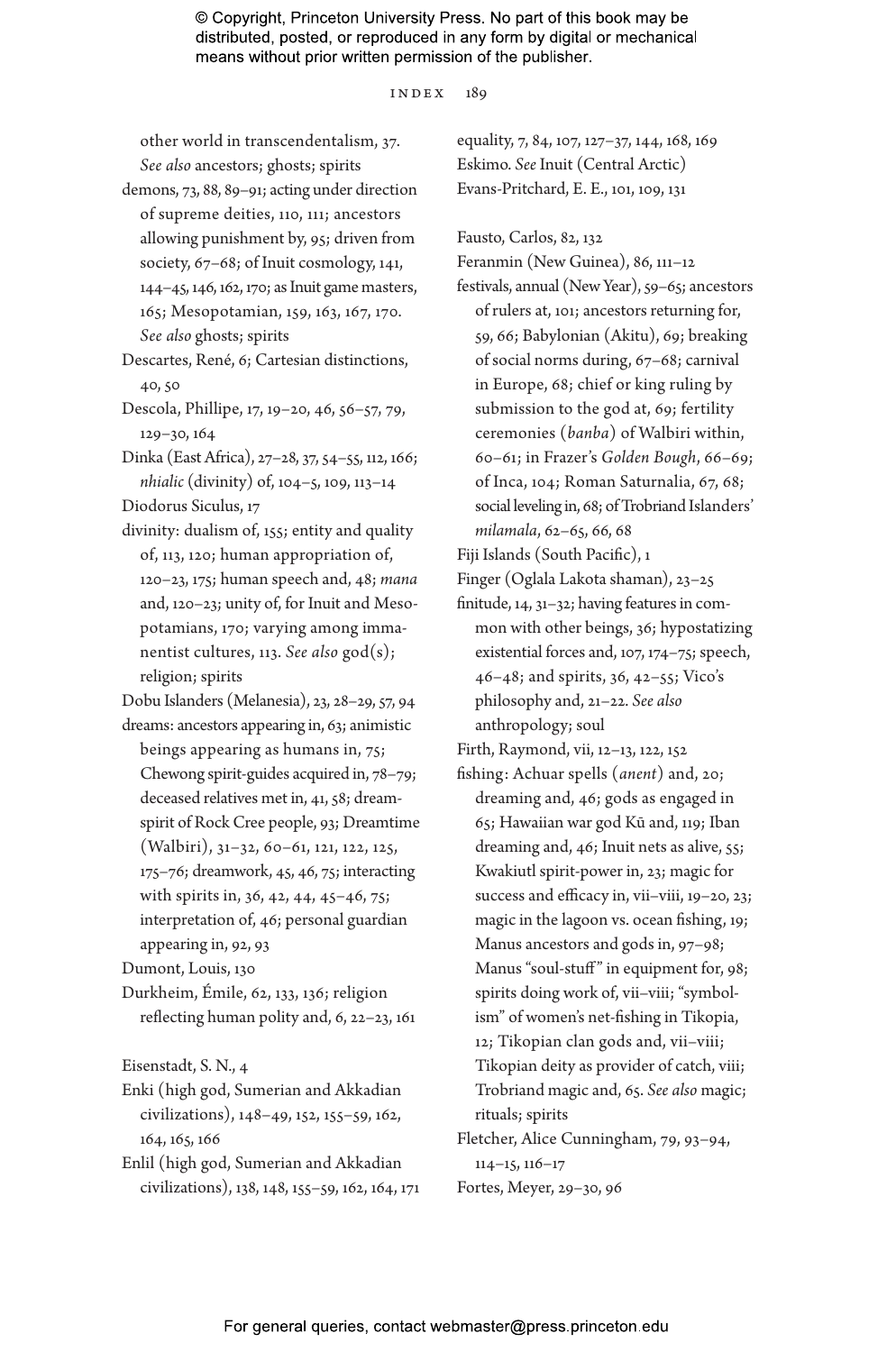other world in transcendentalism, 37. *See also* ancestors; ghosts; spirits

demons, 73, 88, 89–91; acting under direction of supreme deities, 110, 111; ancestors allowing punishment by, 95; driven from society, 67–68; of Inuit cosmology, 141, 144–45, 146, 162, 170; as Inuit game masters, 165; Mesopotamian, 159, 163, 167, 170. *See also* ghosts; spirits

Descartes, René, 6; Cartesian distinctions, 40, 50

Descola, Phillipe, 17, 19–20, 46, 56–57, 79, 129–30, 164

Dinka (East Africa), 27–28, 37, 54–55, 112, 166; *nhialic* (divinity) of, 104–5, 109, 113–14

Diodorus Siculus, 17

divinity: dualism of, 155; entity and quality of, 113, 120; human appropriation of, 120–23, 175; human speech and, 48; *mana* and, 120–23; unity of, for Inuit and Mesopotamians, 170; varying among immanentist cultures, 113. *See also* god(s); religion; spirits

Dobu Islanders (Melanesia), 23, 28–29, 57, 94

dreams: ancestors appearing in, 63; animistic beings appearing as humans in, 75; Chewong spirit-guides acquired in, 78–79; deceased relatives met in, 41, 58; dream-spirit of Rock Cree people, 93; Dreamtime (Walbiri), 31–32, 60–61, 121, 122, 125, 175–76; dreamwork, 45, 46, 75; interacting with spirits in, 36, 42, 44, 45–46, 75; interpretation of, 46; personal guardian appearing in, 92, 93

Dumont, Louis, 130

Durkheim, Émile, 62, 133, 136; religion reflecting human polity and, 6, 22–23, 161

Eisenstadt, S. N., 4

Enki (high god, Sumerian and Akkadian civilizations), 148–49, 152, 155–59, 162, 164, 165, 166

Enlil (high god, Sumerian and Akkadian civilizations), 138, 148, 155–59, 162, 164, 171

equality, 7, 84, 107, 127–37, 144, 168, 169

Eskimo. *See* Inuit (Central Arctic)

Evans-Pritchard, E. E., 101, 109, 131

Fausto, Carlos, 82, 132

Feranmin (New Guinea), 86, 111–12

festivals, annual (New Year), 59–65; ancestors of rulers at, 101; ancestors returning for, 59, 66; Babylonian (Akitu), 69; breaking of social norms during, 67–68; carnival in Europe, 68; chief or king ruling by submission to the god at, 69; fertility ceremonies (*banba*) of Walbiri within, 60–61; in Frazer's *Golden Bough*, 66–69; of Inca, 104; Roman Saturnalia, 67, 68; social leveling in, 68; of Trobriand Islanders' *milamala*, 62–65, 66, 68

Fiji Islands (South Pacific), 1

Finger (Oglala Lakota shaman), 23–25

finitude, 14, 31–32; having features in common with other beings, 36; hypostatizing existential forces and, 107, 174–75; speech, 46–48; and spirits, 36, 42–55; Vico's philosophy and, 21–22. *See also* anthropology; soul

Firth, Raymond, vii, 12–13, 122, 152

fishing: Achuar spells (*anent*) and, 20; dreaming and, 46; gods as engaged in 65; Hawaiian war god Kū and, 119; Iban dreaming and, 46; Inuit nets as alive, 55; Kwakiutl spirit-power in, 23; magic for success and efficacy in, vii–viii, 19–20, 23; magic in the lagoon vs. ocean fishing, 19; Manus ancestors and gods in, 97–98; Manus "soul-stuff" in equipment for, 98; spirits doing work of, vii–viii; "symbolism" of women's net-fishing in Tikopia, 12; Tikopian clan gods and, vii–viii; Tikopian deity as provider of catch, viii; Trobriand magic and, 65. *See also* magic; rituals; spirits

Fletcher, Alice Cunningham, 79, 93–94, 114–15, 116–17

Fortes, Meyer, 29–30, 96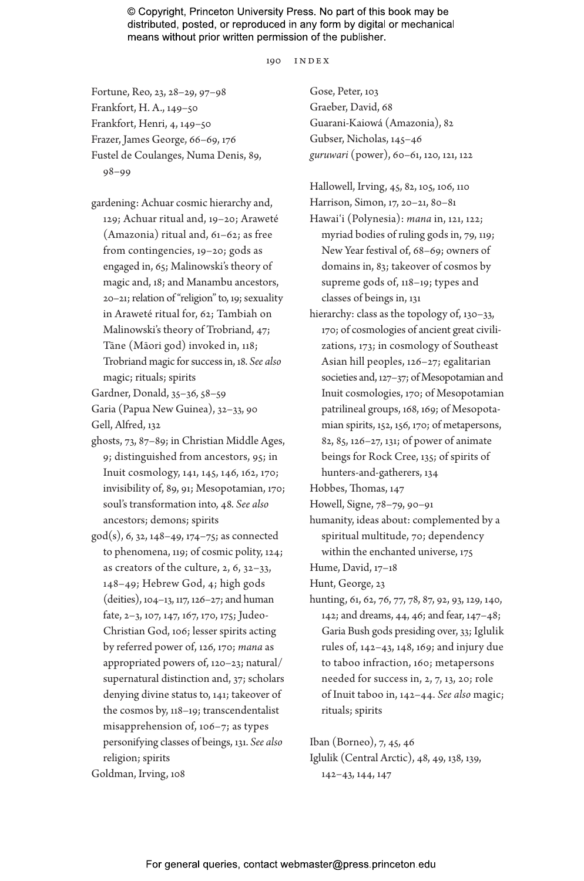Fortune, Reo, 23, 28–29, 97–98
Frankfort, H. A., 149–50
Frankfort, Henri, 4, 149–50
Frazer, James George, 66–69, 176
Fustel de Coulanges, Numa Denis, 89, 98–99

gardening: Achuar cosmic hierarchy and, 129; Achuar ritual and, 19–20; Araweté (Amazonia) ritual and, 61–62; as free from contingencies, 19–20; gods as engaged in, 65; Malinowski's theory of magic and, 18; and Manambu ancestors, 20–21; relation of "religion" to, 19; sexuality in Araweté ritual for, 62; Tambiah on Malinowski's theory of Trobriand, 47; Tāne (Māori god) invoked in, 118; Trobriand magic for success in, 18. *See also* magic; rituals; spirits
Gardner, Donald, 35–36, 58–59
Garia (Papua New Guinea), 32–33, 90
Gell, Alfred, 132
ghosts, 73, 87–89; in Christian Middle Ages, 9; distinguished from ancestors, 95; in Inuit cosmology, 141, 145, 146, 162, 170; invisibility of, 89, 91; Mesopotamian, 170; soul's transformation into, 48. *See also* ancestors; demons; spirits
god(s), 6, 32, 148–49, 174–75; as connected to phenomena, 119; of cosmic polity, 124; as creators of the culture, 2, 6, 32–33, 148–49; Hebrew God, 4; high gods (deities), 104–13, 117, 126–27; and human fate, 2–3, 107, 147, 167, 170, 175; Judeo-Christian God, 106; lesser spirits acting by referred power of, 126, 170; *mana* as appropriated powers of, 120–23; natural/supernatural distinction and, 37; scholars denying divine status to, 141; takeover of the cosmos by, 118–19; transcendentalist misapprehension of, 106–7; as types personifying classes of beings, 131. *See also* religion; spirits
Goldman, Irving, 108
Gose, Peter, 103
Graeber, David, 68
Guarani-Kaiowá (Amazonia), 82
Gubser, Nicholas, 145–46
*guruwari* (power), 60–61, 120, 121, 122

Hallowell, Irving, 45, 82, 105, 106, 110
Harrison, Simon, 17, 20–21, 80–81
Hawai'i (Polynesia): *mana* in, 121, 122; myriad bodies of ruling gods in, 79, 119; New Year festival of, 68–69; owners of domains in, 83; takeover of cosmos by supreme gods of, 118–19; types and classes of beings in, 131
hierarchy: class as the topology of, 130–33, 170; of cosmologies of ancient great civilizations, 173; in cosmology of Southeast Asian hill peoples, 126–27; egalitarian societies and, 127–37; of Mesopotamian and Inuit cosmologies, 170; of Mesopotamian patrilineal groups, 168, 169; of Mesopotamian spirits, 152, 156, 170; of metapersons, 82, 85, 126–27, 131; of power of animate beings for Rock Cree, 135; of spirits of hunters-and-gatherers, 134
Hobbes, Thomas, 147
Howell, Signe, 78–79, 90–91
humanity, ideas about: complemented by a spiritual multitude, 70; dependency within the enchanted universe, 175
Hume, David, 17–18
Hunt, George, 23
hunting, 61, 62, 76, 77, 78, 87, 92, 93, 129, 140, 142; and dreams, 44, 46; and fear, 147–48; Garia Bush gods presiding over, 33; Iglulik rules of, 142–43, 148, 169; and injury due to taboo infraction, 160; metapersons needed for success in, 2, 7, 13, 20; role of Inuit taboo in, 142–44. *See also* magic; rituals; spirits

Iban (Borneo), 7, 45, 46
Iglulik (Central Arctic), 48, 49, 138, 139, 142–43, 144, 147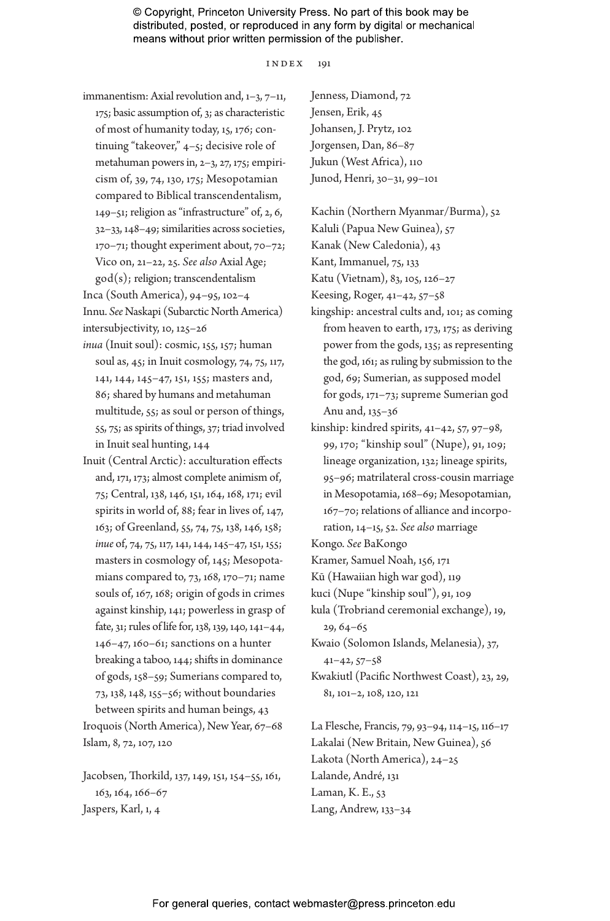immanentism: Axial revolution and, 1–3, 7–11, 175; basic assumption of, 3; as characteristic of most of humanity today, 15, 176; continuing "takeover," 4–5; decisive role of metahuman powers in, 2–3, 27, 175; empiricism of, 39, 74, 130, 175; Mesopotamian compared to Biblical transcendentalism, 149–51; religion as "infrastructure" of, 2, 6, 32–33, 148–49; similarities across societies, 170–71; thought experiment about, 70–72; Vico on, 21–22, 25. *See also* Axial Age; god(s); religion; transcendentalism

Inca (South America), 94–95, 102–4

Innu. *See* Naskapi (Subarctic North America)

intersubjectivity, 10, 125–26

*inua* (Inuit soul): cosmic, 155, 157; human soul as, 45; in Inuit cosmology, 74, 75, 117, 141, 144, 145–47, 151, 155; masters and, 86; shared by humans and metahuman multitude, 55; as soul or person of things, 55, 75; as spirits of things, 37; triad involved in Inuit seal hunting, 144

Inuit (Central Arctic): acculturation effects and, 171, 173; almost complete animism of, 75; Central, 138, 146, 151, 164, 168, 171; evil spirits in world of, 88; fear in lives of, 147, 163; of Greenland, 55, 74, 75, 138, 146, 158; *inue* of, 74, 75, 117, 141, 144, 145–47, 151, 155; masters in cosmology of, 145; Mesopotamians compared to, 73, 168, 170–71; name souls of, 167, 168; origin of gods in crimes against kinship, 141; powerless in grasp of fate, 31; rules of life for, 138, 139, 140, 141–44, 146–47, 160–61; sanctions on a hunter breaking a taboo, 144; shifts in dominance of gods, 158–59; Sumerians compared to, 73, 138, 148, 155–56; without boundaries between spirits and human beings, 43

Iroquois (North America), New Year, 67–68

Islam, 8, 72, 107, 120

Jacobsen, Thorkild, 137, 149, 151, 154–55, 161, 163, 164, 166–67

Jaspers, Karl, 1, 4

Jenness, Diamond, 72

Jensen, Erik, 45

Johansen, J. Prytz, 102

Jorgensen, Dan, 86–87

Jukun (West Africa), 110

Junod, Henri, 30–31, 99–101

Kachin (Northern Myanmar/Burma), 52

Kaluli (Papua New Guinea), 57

Kanak (New Caledonia), 43

Kant, Immanuel, 75, 133

Katu (Vietnam), 83, 105, 126–27

Keesing, Roger, 41–42, 57–58

kingship: ancestral cults and, 101; as coming from heaven to earth, 173, 175; as deriving power from the gods, 135; as representing the god, 161; as ruling by submission to the god, 69; Sumerian, as supposed model for gods, 171–73; supreme Sumerian god Anu and, 135–36

kinship: kindred spirits, 41–42, 57, 97–98, 99, 170; "kinship soul" (Nupe), 91, 109; lineage organization, 132; lineage spirits, 95–96; matrilateral cross-cousin marriage in Mesopotamia, 168–69; Mesopotamian, 167–70; relations of alliance and incorporation, 14–15, 52. *See also* marriage

Kongo. *See* BaKongo

Kramer, Samuel Noah, 156, 171

Kū (Hawaiian high war god), 119

kuci (Nupe "kinship soul"), 91, 109

kula (Trobriand ceremonial exchange), 19, 29, 64–65

Kwaio (Solomon Islands, Melanesia), 37, 41–42, 57–58

Kwakiutl (Pacific Northwest Coast), 23, 29, 81, 101–2, 108, 120, 121

La Flesche, Francis, 79, 93–94, 114–15, 116–17

Lakalai (New Britain, New Guinea), 56

Lakota (North America), 24–25

Lalande, André, 131

Laman, K. E., 53

Lang, Andrew, 133–34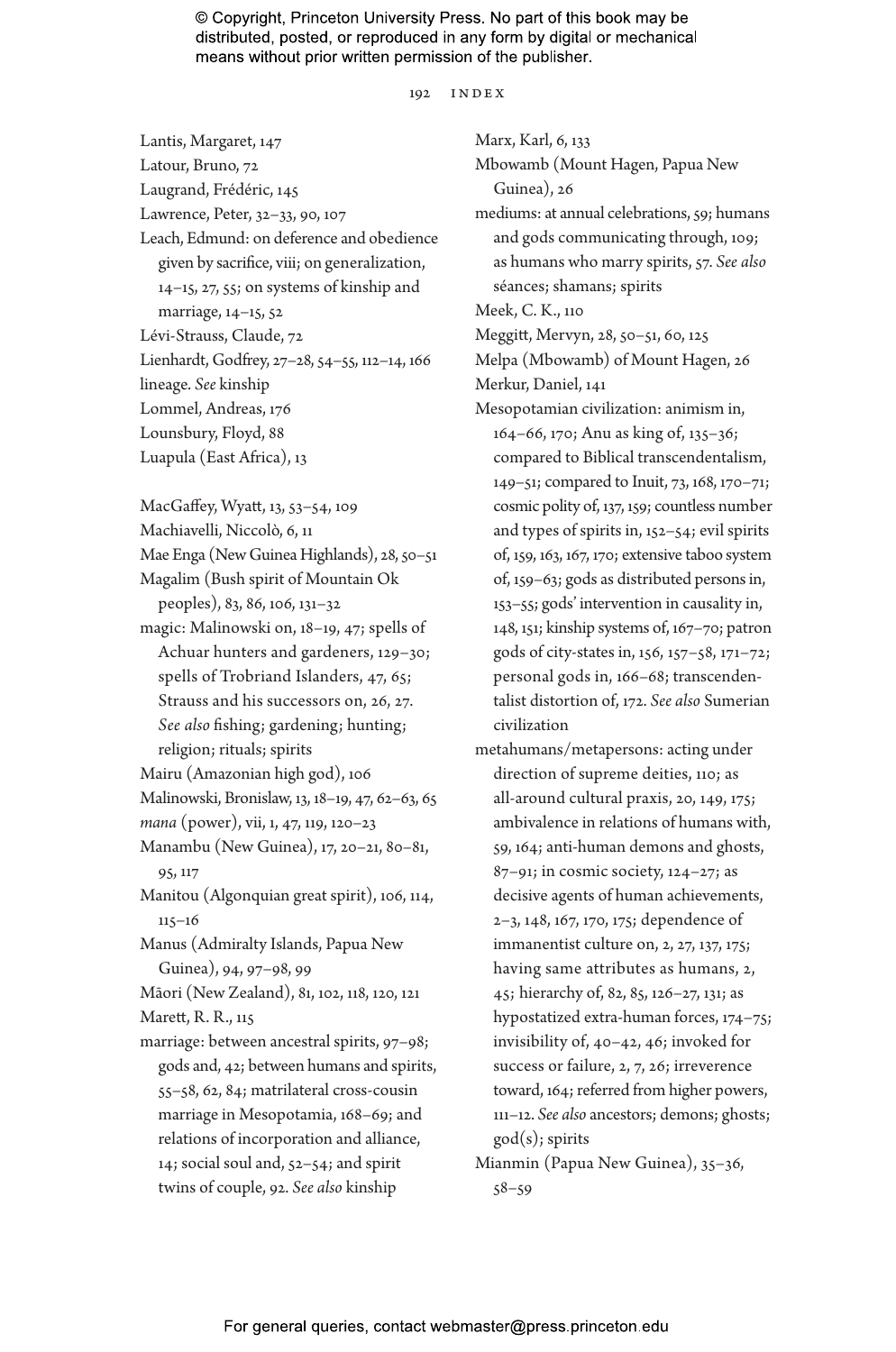Lantis, Margaret, 147
Latour, Bruno, 72
Laugrand, Frédéric, 145
Lawrence, Peter, 32–33, 90, 107
Leach, Edmund: on deference and obedience given by sacrifice, viii; on generalization, 14–15, 27, 55; on systems of kinship and marriage, 14–15, 52
Lévi-Strauss, Claude, 72
Lienhardt, Godfrey, 27–28, 54–55, 112–14, 166
lineage. *See* kinship
Lommel, Andreas, 176
Lounsbury, Floyd, 88
Luapula (East Africa), 13

MacGaffey, Wyatt, 13, 53–54, 109
Machiavelli, Niccolò, 6, 11
Mae Enga (New Guinea Highlands), 28, 50–51
Magalim (Bush spirit of Mountain Ok peoples), 83, 86, 106, 131–32
magic: Malinowski on, 18–19, 47; spells of Achuar hunters and gardeners, 129–30; spells of Trobriand Islanders, 47, 65; Strauss and his successors on, 26, 27. *See also* fishing; gardening; hunting; religion; rituals; spirits
Mairu (Amazonian high god), 106
Malinowski, Bronislaw, 13, 18–19, 47, 62–63, 65
*mana* (power), vii, 1, 47, 119, 120–23
Manambu (New Guinea), 17, 20–21, 80–81, 95, 117
Manitou (Algonquian great spirit), 106, 114, 115–16
Manus (Admiralty Islands, Papua New Guinea), 94, 97–98, 99
Māori (New Zealand), 81, 102, 118, 120, 121
Marett, R. R., 115
marriage: between ancestral spirits, 97–98; gods and, 42; between humans and spirits, 55–58, 62, 84; matrilateral cross-cousin marriage in Mesopotamia, 168–69; and relations of incorporation and alliance, 14; social soul and, 52–54; and spirit twins of couple, 92. *See also* kinship
Marx, Karl, 6, 133
Mbowamb (Mount Hagen, Papua New Guinea), 26
mediums: at annual celebrations, 59; humans and gods communicating through, 109; as humans who marry spirits, 57. *See also* séances; shamans; spirits
Meek, C. K., 110
Meggitt, Mervyn, 28, 50–51, 60, 125
Melpa (Mbowamb) of Mount Hagen, 26
Merkur, Daniel, 141
Mesopotamian civilization: animism in, 164–66, 170; Anu as king of, 135–36; compared to Biblical transcendentalism, 149–51; compared to Inuit, 73, 168, 170–71; cosmic polity of, 137, 159; countless number and types of spirits in, 152–54; evil spirits of, 159, 163, 167, 170; extensive taboo system of, 159–63; gods as distributed persons in, 153–55; gods' intervention in causality in, 148, 151; kinship systems of, 167–70; patron gods of city-states in, 156, 157–58, 171–72; personal gods in, 166–68; transcendentalist distortion of, 172. *See also* Sumerian civilization
metahumans/metapersons: acting under direction of supreme deities, 110; as all-around cultural praxis, 20, 149, 175; ambivalence in relations of humans with, 59, 164; anti-human demons and ghosts, 87–91; in cosmic society, 124–27; as decisive agents of human achievements, 2–3, 148, 167, 170, 175; dependence of immanentist culture on, 2, 27, 137, 175; having same attributes as humans, 2, 45; hierarchy of, 82, 85, 126–27, 131; as hypostatized extra-human forces, 174–75; invisibility of, 40–42, 46; invoked for success or failure, 2, 7, 26; irreverence toward, 164; referred from higher powers, 111–12. *See also* ancestors; demons; ghosts; god(s); spirits
Mianmin (Papua New Guinea), 35–36, 58–59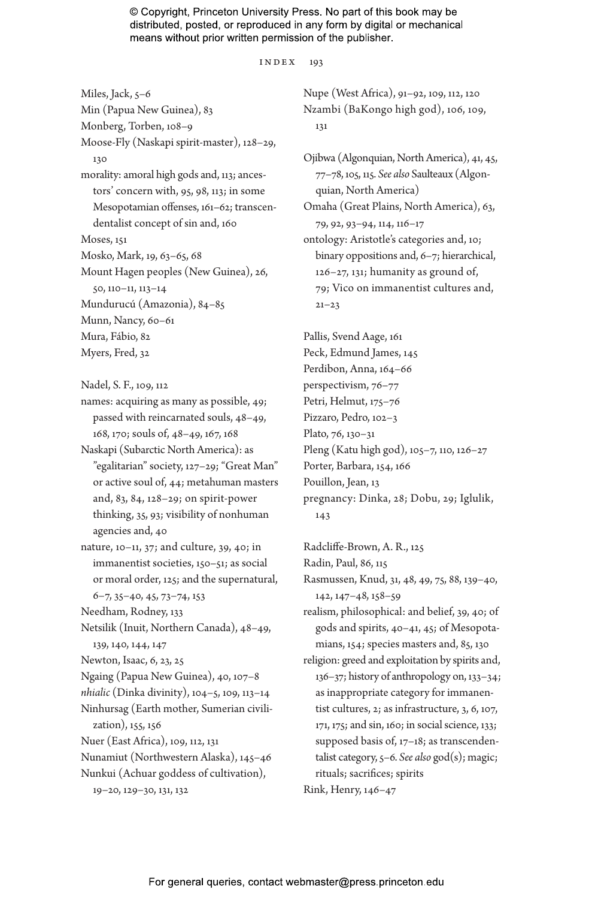Miles, Jack, 5–6
Min (Papua New Guinea), 83
Monberg, Torben, 108–9
Moose-Fly (Naskapi spirit-master), 128–29, 130
morality: amoral high gods and, 113; ancestors' concern with, 95, 98, 113; in some Mesopotamian offenses, 161–62; transcendentalist concept of sin and, 160
Moses, 151
Mosko, Mark, 19, 63–65, 68
Mount Hagen peoples (New Guinea), 26, 50, 110–11, 113–14
Mundurucú (Amazonia), 84–85
Munn, Nancy, 60–61
Mura, Fábio, 82
Myers, Fred, 32

Nadel, S. F., 109, 112
names: acquiring as many as possible, 49; passed with reincarnated souls, 48–49, 168, 170; souls of, 48–49, 167, 168
Naskapi (Subarctic North America): as "egalitarian" society, 127–29; "Great Man" or active soul of, 44; metahuman masters and, 83, 84, 128–29; on spirit-power thinking, 35, 93; visibility of nonhuman agencies and, 40
nature, 10–11, 37; and culture, 39, 40; in immanentist societies, 150–51; as social or moral order, 125; and the supernatural, 6–7, 35–40, 45, 73–74, 153
Needham, Rodney, 133
Netsilik (Inuit, Northern Canada), 48–49, 139, 140, 144, 147
Newton, Isaac, 6, 23, 25
Ngaing (Papua New Guinea), 40, 107–8
*nhialic* (Dinka divinity), 104–5, 109, 113–14
Ninhursag (Earth mother, Sumerian civilization), 155, 156
Nuer (East Africa), 109, 112, 131
Nunamiut (Northwestern Alaska), 145–46
Nunkui (Achuar goddess of cultivation), 19–20, 129–30, 131, 132

Nupe (West Africa), 91–92, 109, 112, 120
Nzambi (BaKongo high god), 106, 109, 131

Ojibwa (Algonquian, North America), 41, 45, 77–78, 105, 115. *See also* Saulteaux (Algonquian, North America)
Omaha (Great Plains, North America), 63, 79, 92, 93–94, 114, 116–17
ontology: Aristotle's categories and, 10; binary oppositions and, 6–7; hierarchical, 126–27, 131; humanity as ground of, 79; Vico on immanentist cultures and, 21–23

Pallis, Svend Aage, 161
Peck, Edmund James, 145
Perdibon, Anna, 164–66
perspectivism, 76–77
Petri, Helmut, 175–76
Pizzaro, Pedro, 102–3
Plato, 76, 130–31
Pleng (Katu high god), 105–7, 110, 126–27
Porter, Barbara, 154, 166
Pouillon, Jean, 13
pregnancy: Dinka, 28; Dobu, 29; Iglulik, 143

Radcliffe-Brown, A. R., 125
Radin, Paul, 86, 115
Rasmussen, Knud, 31, 48, 49, 75, 88, 139–40, 142, 147–48, 158–59
realism, philosophical: and belief, 39, 40; of gods and spirits, 40–41, 45; of Mesopotamians, 154; species masters and, 85, 130
religion: greed and exploitation by spirits and, 136–37; history of anthropology on, 133–34; as inappropriate category for immanentist cultures, 2; as infrastructure, 3, 6, 107, 171, 175; and sin, 160; in social science, 133; supposed basis of, 17–18; as transcendentalist category, 5–6. *See also* god(s); magic; rituals; sacrifices; spirits
Rink, Henry, 146–47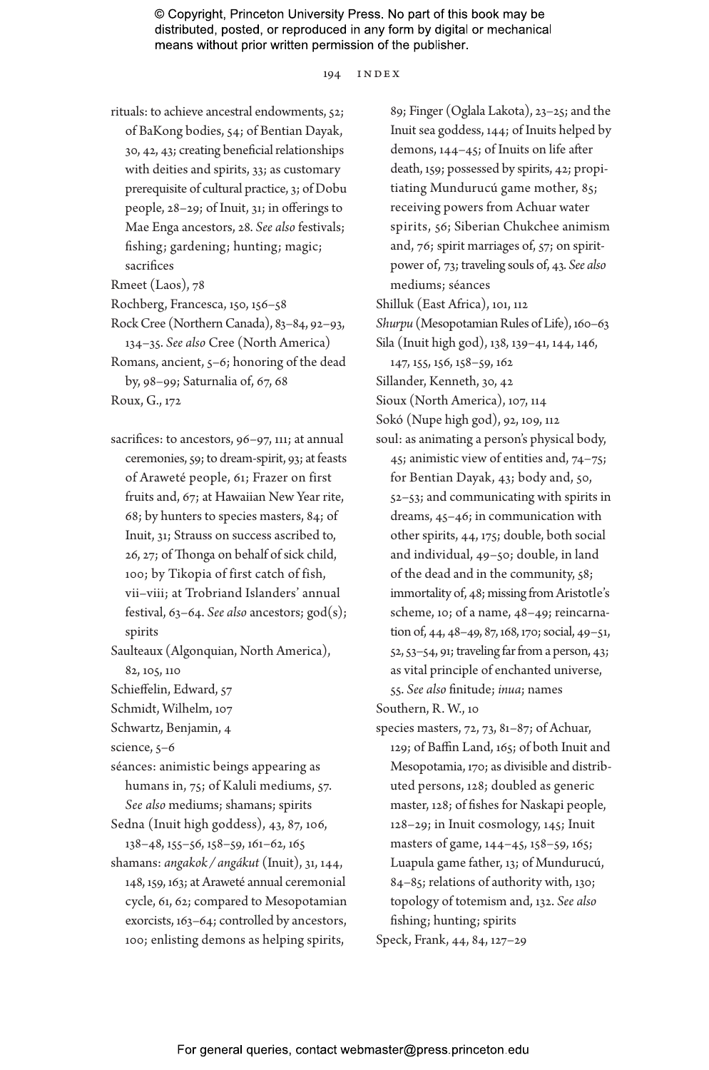rituals: to achieve ancestral endowments, 52; of BaKong bodies, 54; of Bentian Dayak, 30, 42, 43; creating beneficial relationships with deities and spirits, 33; as customary prerequisite of cultural practice, 3; of Dobu people, 28–29; of Inuit, 31; in offerings to Mae Enga ancestors, 28. *See also* festivals; fishing; gardening; hunting; magic; sacrifices

Rmeet (Laos), 78

Rochberg, Francesca, 150, 156–58

Rock Cree (Northern Canada), 83–84, 92–93, 134–35. *See also* Cree (North America)

Romans, ancient, 5–6; honoring of the dead by, 98–99; Saturnalia of, 67, 68

Roux, G., 172

sacrifices: to ancestors, 96–97, 111; at annual ceremonies, 59; to dream-spirit, 93; at feasts of Araweté people, 61; Frazer on first fruits and, 67; at Hawaiian New Year rite, 68; by hunters to species masters, 84; of Inuit, 31; Strauss on success ascribed to, 26, 27; of Thonga on behalf of sick child, 100; by Tikopia of first catch of fish, vii–viii; at Trobriand Islanders' annual festival, 63–64. *See also* ancestors; god(s); spirits

Saulteaux (Algonquian, North America), 82, 105, 110

Schieffelin, Edward, 57

Schmidt, Wilhelm, 107

Schwartz, Benjamin, 4

science, 5–6

séances: animistic beings appearing as humans in, 75; of Kaluli mediums, 57. *See also* mediums; shamans; spirits

Sedna (Inuit high goddess), 43, 87, 106, 138–48, 155–56, 158–59, 161–62, 165

shamans: *angakok / angákut* (Inuit), 31, 144, 148, 159, 163; at Araweté annual ceremonial cycle, 61, 62; compared to Mesopotamian exorcists, 163–64; controlled by ancestors, 100; enlisting demons as helping spirits, 89; Finger (Oglala Lakota), 23–25; and the Inuit sea goddess, 144; of Inuits helped by demons, 144–45; of Inuits on life after death, 159; possessed by spirits, 42; propitiating Mundurucú game mother, 85; receiving powers from Achuar water spirits, 56; Siberian Chukchee animism and, 76; spirit marriages of, 57; on spirit-power of, 73; traveling souls of, 43. *See also* mediums; séances

Shilluk (East Africa), 101, 112

*Shurpu* (Mesopotamian Rules of Life), 160–63

Sila (Inuit high god), 138, 139–41, 144, 146, 147, 155, 156, 158–59, 162

Sillander, Kenneth, 30, 42

Sioux (North America), 107, 114

Sokó (Nupe high god), 92, 109, 112

soul: as animating a person's physical body, 45; animistic view of entities and, 74–75; for Bentian Dayak, 43; body and, 50, 52–53; and communicating with spirits in dreams, 45–46; in communication with other spirits, 44, 175; double, both social and individual, 49–50; double, in land of the dead and in the community, 58; immortality of, 48; missing from Aristotle's scheme, 10; of a name, 48–49; reincarnation of, 44, 48–49, 87, 168, 170; social, 49–51, 52, 53–54, 91; traveling far from a person, 43; as vital principle of enchanted universe, 55. *See also* finitude; *inua*; names

Southern, R. W., 10

species masters, 72, 73, 81–87; of Achuar, 129; of Baffin Land, 165; of both Inuit and Mesopotamia, 170; as divisible and distributed persons, 128; doubled as generic master, 128; of fishes for Naskapi people, 128–29; in Inuit cosmology, 145; Inuit masters of game, 144–45, 158–59, 165; Luapula game father, 13; of Mundurucú, 84–85; relations of authority with, 130; topology of totemism and, 132. *See also* fishing; hunting; spirits

Speck, Frank, 44, 84, 127–29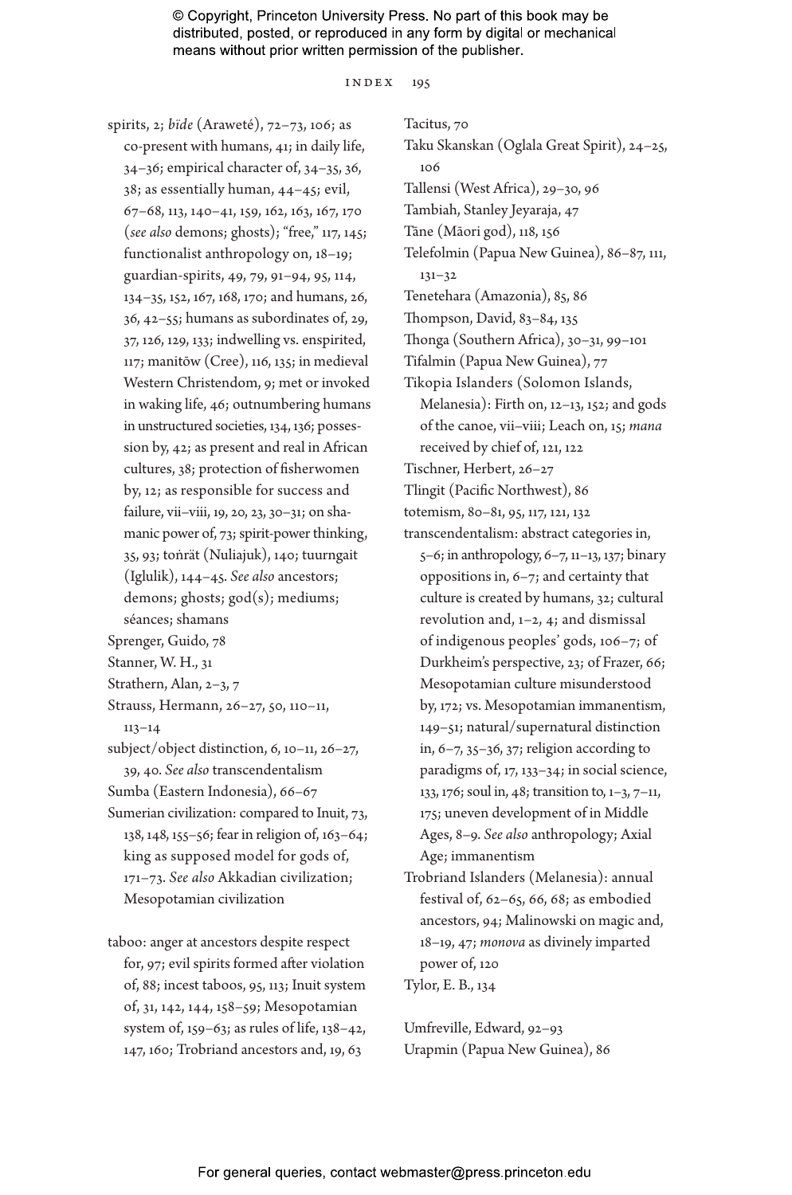spirits, 2; *bïde* (Araweté), 72–73, 106; as co-present with humans, 41; in daily life, 34–36; empirical character of, 34–35, 36, 38; as essentially human, 44–45; evil, 67–68, 113, 140–41, 159, 162, 163, 167, 170 (*see also* demons; ghosts); "free," 117, 145; functionalist anthropology on, 18–19; guardian-spirits, 49, 79, 91–94, 95, 114, 134–35, 152, 167, 168, 170; and humans, 26, 36, 42–55; humans as subordinates of, 29, 37, 126, 129, 133; indwelling vs. enspirited, 117; manitōw (Cree), 116, 135; in medieval Western Christendom, 9; met or invoked in waking life, 46; outnumbering humans in unstructured societies, 134, 136; possession by, 42; as present and real in African cultures, 38; protection of fisherwomen by, 12; as responsible for success and failure, vii–viii, 19, 20, 23, 30–31; on shamanic power of, 73; spirit-power thinking, 35, 93; toṅrät (Nuliajuk), 140; tuurngait (Iglulik), 144–45. *See also* ancestors; demons; ghosts; god(s); mediums; séances; shamans

Sprenger, Guido, 78

Stanner, W. H., 31

Strathern, Alan, 2–3, 7

Strauss, Hermann, 26–27, 50, 110–11, 113–14

subject/object distinction, 6, 10–11, 26–27, 39, 40. *See also* transcendentalism

Sumba (Eastern Indonesia), 66–67

Sumerian civilization: compared to Inuit, 73, 138, 148, 155–56; fear in religion of, 163–64; king as supposed model for gods of, 171–73. *See also* Akkadian civilization; Mesopotamian civilization

taboo: anger at ancestors despite respect for, 97; evil spirits formed after violation of, 88; incest taboos, 95, 113; Inuit system of, 31, 142, 144, 158–59; Mesopotamian system of, 159–63; as rules of life, 138–42, 147, 160; Trobriand ancestors and, 19, 63

Tacitus, 70

Taku Skanskan (Oglala Great Spirit), 24–25, 106

Tallensi (West Africa), 29–30, 96

Tambiah, Stanley Jeyaraja, 47

Tāne (Māori god), 118, 156

Telefolmin (Papua New Guinea), 86–87, 111, 131–32

Tenetehara (Amazonia), 85, 86

Thompson, David, 83–84, 135

Thonga (Southern Africa), 30–31, 99–101

Tifalmin (Papua New Guinea), 77

Tikopia Islanders (Solomon Islands, Melanesia): Firth on, 12–13, 152; and gods of the canoe, vii–viii; Leach on, 15; *mana* received by chief of, 121, 122

Tischner, Herbert, 26–27

Tlingit (Pacific Northwest), 86

totemism, 80–81, 95, 117, 121, 132

transcendentalism: abstract categories in, 5–6; in anthropology, 6–7, 11–13, 137; binary oppositions in, 6–7; and certainty that culture is created by humans, 32; cultural revolution and, 1–2, 4; and dismissal of indigenous peoples' gods, 106–7; of Durkheim's perspective, 23; of Frazer, 66; Mesopotamian culture misunderstood by, 172; vs. Mesopotamian immanentism, 149–51; natural/supernatural distinction in, 6–7, 35–36, 37; religion according to paradigms of, 17, 133–34; in social science, 133, 176; soul in, 48; transition to, 1–3, 7–11, 175; uneven development of in Middle Ages, 8–9. *See also* anthropology; Axial Age; immanentism

Trobriand Islanders (Melanesia): annual festival of, 62–65, 66, 68; as embodied ancestors, 94; Malinowski on magic and, 18–19, 47; *monova* as divinely imparted power of, 120

Tylor, E. B., 134

Umfreville, Edward, 92–93

Urapmin (Papua New Guinea), 86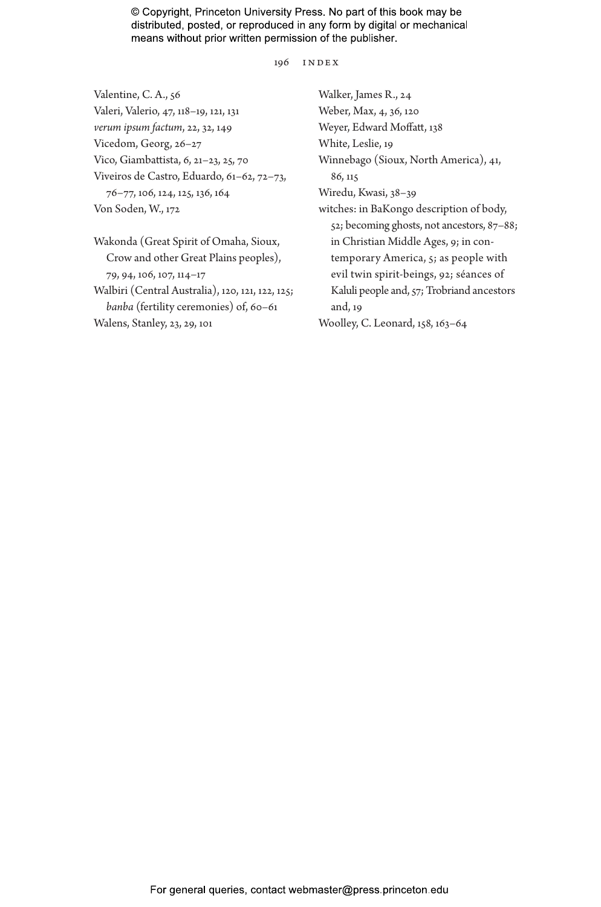Valentine, C. A., 56
Valeri, Valerio, 47, 118–19, 121, 131
*verum ipsum factum*, 22, 32, 149
Vicedom, Georg, 26–27
Vico, Giambattista, 6, 21–23, 25, 70
Viveiros de Castro, Eduardo, 61–62, 72–73, 76–77, 106, 124, 125, 136, 164
Von Soden, W., 172

Wakonda (Great Spirit of Omaha, Sioux, Crow and other Great Plains peoples), 79, 94, 106, 107, 114–17
Walbiri (Central Australia), 120, 121, 122, 125; *banba* (fertility ceremonies) of, 60–61
Walens, Stanley, 23, 29, 101
Walker, James R., 24
Weber, Max, 4, 36, 120
Weyer, Edward Moffatt, 138
White, Leslie, 19
Winnebago (Sioux, North America), 41, 86, 115
Wiredu, Kwasi, 38–39
witches: in BaKongo description of body, 52; becoming ghosts, not ancestors, 87–88; in Christian Middle Ages, 9; in contemporary America, 5; as people with evil twin spirit-beings, 92; séances of Kaluli people and, 57; Trobriand ancestors and, 19
Woolley, C. Leonard, 158, 163–64